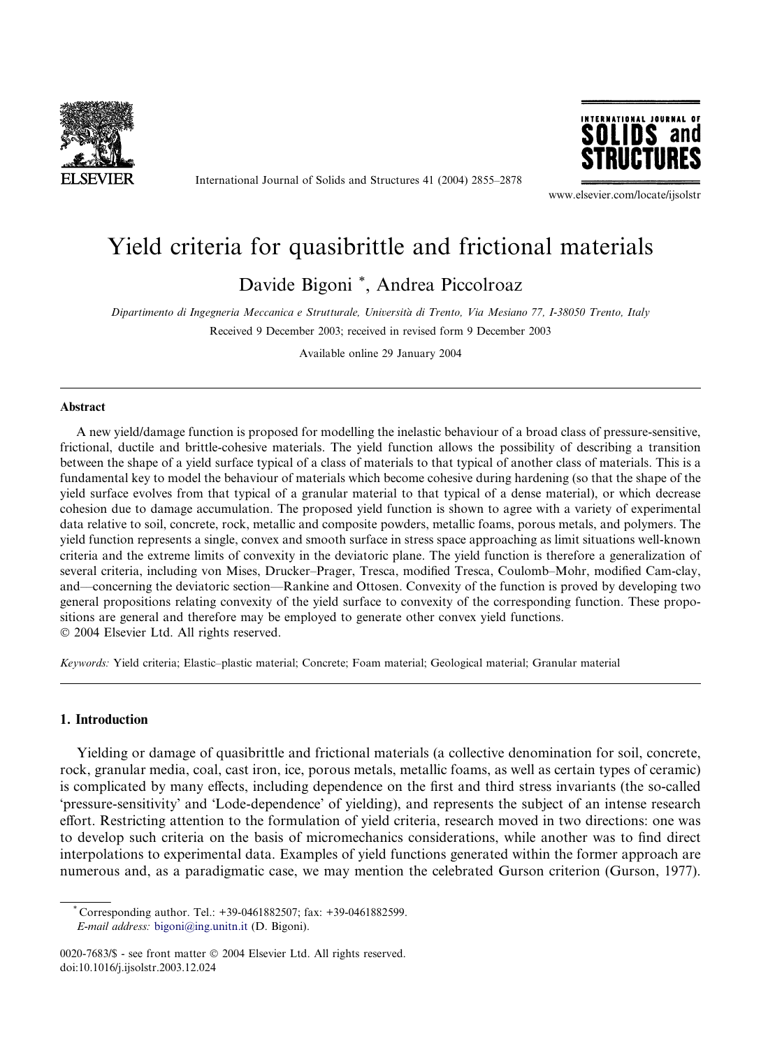# Yield criteria for quasibrittle and frictional materials

Davide Bigoni *, Andrea Piccolroaz

*Dipartimento di Ingegneria Meccanica e Strutturale, Università di Trento, Via Mesiano 77, I-38050 Trento, Italy*

Received 9 December 2003; received in revised form 9 December 2003

Available online 29 January 2004

## Abstract

A new yield/damage function is proposed for modelling the inelastic behaviour of a broad class of pressure-sensitive, frictional, ductile and brittle-cohesive materials. The yield function allows the possibility of describing a transition between the shape of a yield surface typical of a class of materials to that typical of another class of materials. This is a fundamental key to model the behaviour of materials which become cohesive during hardening (so that the shape of the yield surface evolves from that typical of a granular material to that typical of a dense material), or which decrease cohesion due to damage accumulation. The proposed yield function is shown to agree with a variety of experimental data relative to soil, concrete, rock, metallic and composite powders, metallic foams, porous metals, and polymers. The yield function represents a single, convex and smooth surface in stress space approaching as limit situations well-known criteria and the extreme limits of convexity in the deviatoric plane. The yield function is therefore a generalization of several criteria, including von Mises, Drucker–Prager, Tresca, modified Tresca, Coulomb–Mohr, modified Cam-clay, and—concerning the deviatoric section—Rankine and Ottosen. Convexity of the function is proved by developing two general propositions relating convexity of the yield surface to convexity of the corresponding function. These propositions are general and therefore may be employed to generate other convex yield functions.

© 2004 Elsevier Ltd. All rights reserved.

*Keywords:* Yield criteria; Elastic–plastic material; Concrete; Foam material; Geological material; Granular material

## 1. Introduction

Yielding or damage of quasibrittle and frictional materials (a collective denomination for soil, concrete, rock, granular media, coal, cast iron, ice, porous metals, metallic foams, as well as certain types of ceramic) is complicated by many effects, including dependence on the first and third stress invariants (the so-called 'pressure-sensitivity' and 'Lode-dependence' of yielding), and represents the subject of an intense research effort. Restricting attention to the formulation of yield criteria, research moved in two directions: one was to develop such criteria on the basis of micromechanics considerations, while another was to find direct interpolations to experimental data. Examples of yield functions generated within the former approach are numerous and, as a paradigmatic case, we may mention the celebrated Gurson criterion (Gurson, 1977).

---

* Corresponding author. Tel.: +39-0461882507; fax: +39-0461882599.
*E-mail address:* bigoni@ing.unitn.it (D. Bigoni).

0020-7683/$ - see front matter © 2004 Elsevier Ltd. All rights reserved.
doi:10.1016/j.ijsolstr.2003.12.024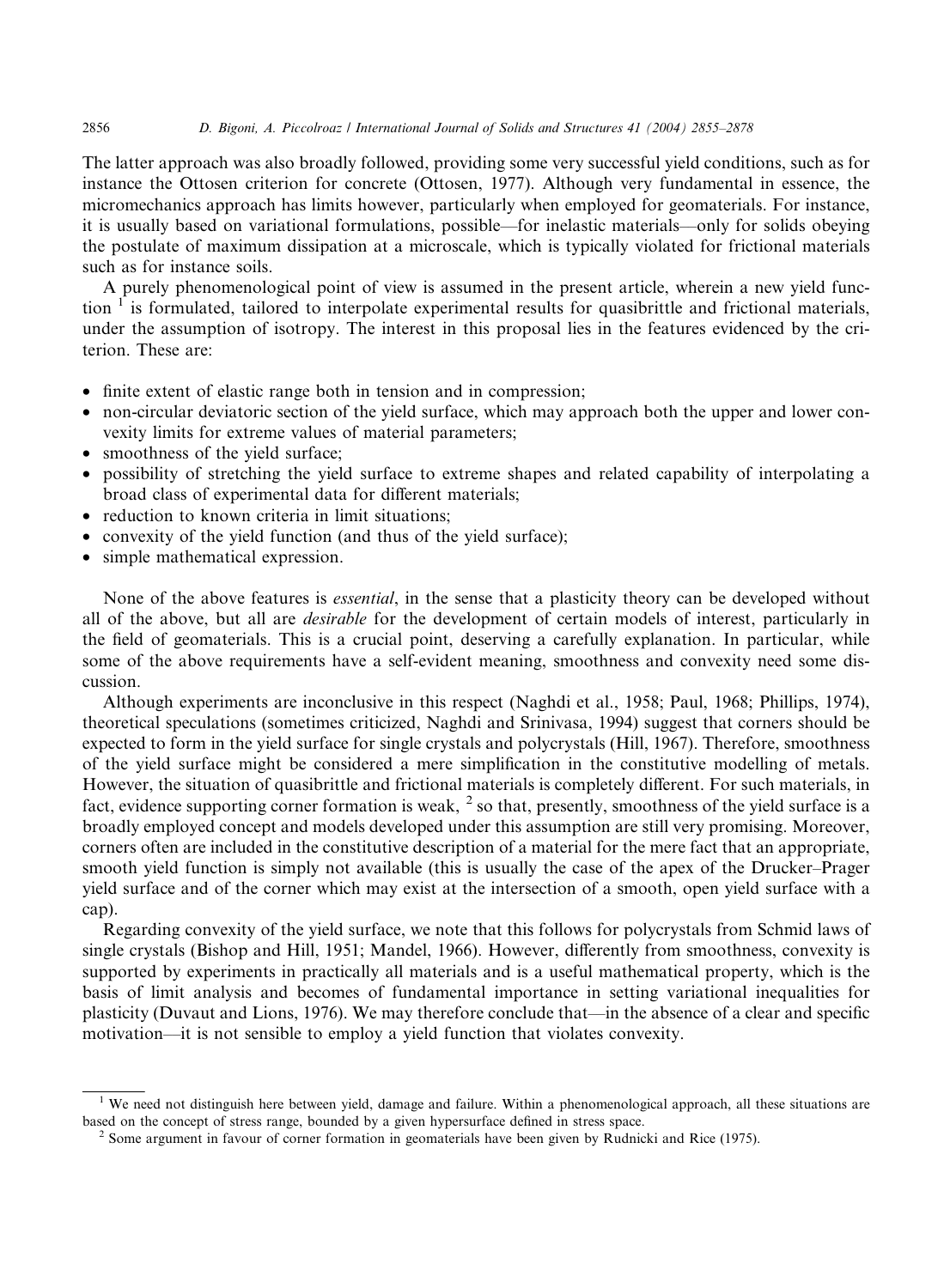The latter approach was also broadly followed, providing some very successful yield conditions, such as for instance the Ottosen criterion for concrete (Ottosen, 1977). Although very fundamental in essence, the micromechanics approach has limits however, particularly when employed for geomaterials. For instance, it is usually based on variational formulations, possible—for inelastic materials—only for solids obeying the postulate of maximum dissipation at a microscale, which is typically violated for frictional materials such as for instance soils.

A purely phenomenological point of view is assumed in the present article, wherein a new yield function [1] is formulated, tailored to interpolate experimental results for quasibrittle and frictional materials, under the assumption of isotropy. The interest in this proposal lies in the features evidenced by the criterion. These are:

- finite extent of elastic range both in tension and in compression;
- non-circular deviatoric section of the yield surface, which may approach both the upper and lower convexity limits for extreme values of material parameters;
- smoothness of the yield surface;
- possibility of stretching the yield surface to extreme shapes and related capability of interpolating a broad class of experimental data for different materials;
- reduction to known criteria in limit situations;
- convexity of the yield function (and thus of the yield surface);
- simple mathematical expression.

None of the above features is *essential*, in the sense that a plasticity theory can be developed without all of the above, but all are *desirable* for the development of certain models of interest, particularly in the field of geomaterials. This is a crucial point, deserving a carefully explanation. In particular, while some of the above requirements have a self-evident meaning, smoothness and convexity need some discussion.

Although experiments are inconclusive in this respect (Naghdi et al., 1958; Paul, 1968; Phillips, 1974), theoretical speculations (sometimes criticized, Naghdi and Srinivasa, 1994) suggest that corners should be expected to form in the yield surface for single crystals and polycrystals (Hill, 1967). Therefore, smoothness of the yield surface might be considered a mere simplification in the constitutive modelling of metals. However, the situation of quasibrittle and frictional materials is completely different. For such materials, in fact, evidence supporting corner formation is weak, [2] so that, presently, smoothness of the yield surface is a broadly employed concept and models developed under this assumption are still very promising. Moreover, corners often are included in the constitutive description of a material for the mere fact that an appropriate, smooth yield function is simply not available (this is usually the case of the apex of the Drucker–Prager yield surface and of the corner which may exist at the intersection of a smooth, open yield surface with a cap).

Regarding convexity of the yield surface, we note that this follows for polycrystals from Schmid laws of single crystals (Bishop and Hill, 1951; Mandel, 1966). However, differently from smoothness, convexity is supported by experiments in practically all materials and is a useful mathematical property, which is the basis of limit analysis and becomes of fundamental importance in setting variational inequalities for plasticity (Duvaut and Lions, 1976). We may therefore conclude that—in the absence of a clear and specific motivation—it is not sensible to employ a yield function that violates convexity.

---

[1] We need not distinguish here between yield, damage and failure. Within a phenomenological approach, all these situations are based on the concept of stress range, bounded by a given hypersurface defined in stress space.

[2] Some argument in favour of corner formation in geomaterials have been given by Rudnicki and Rice (1975).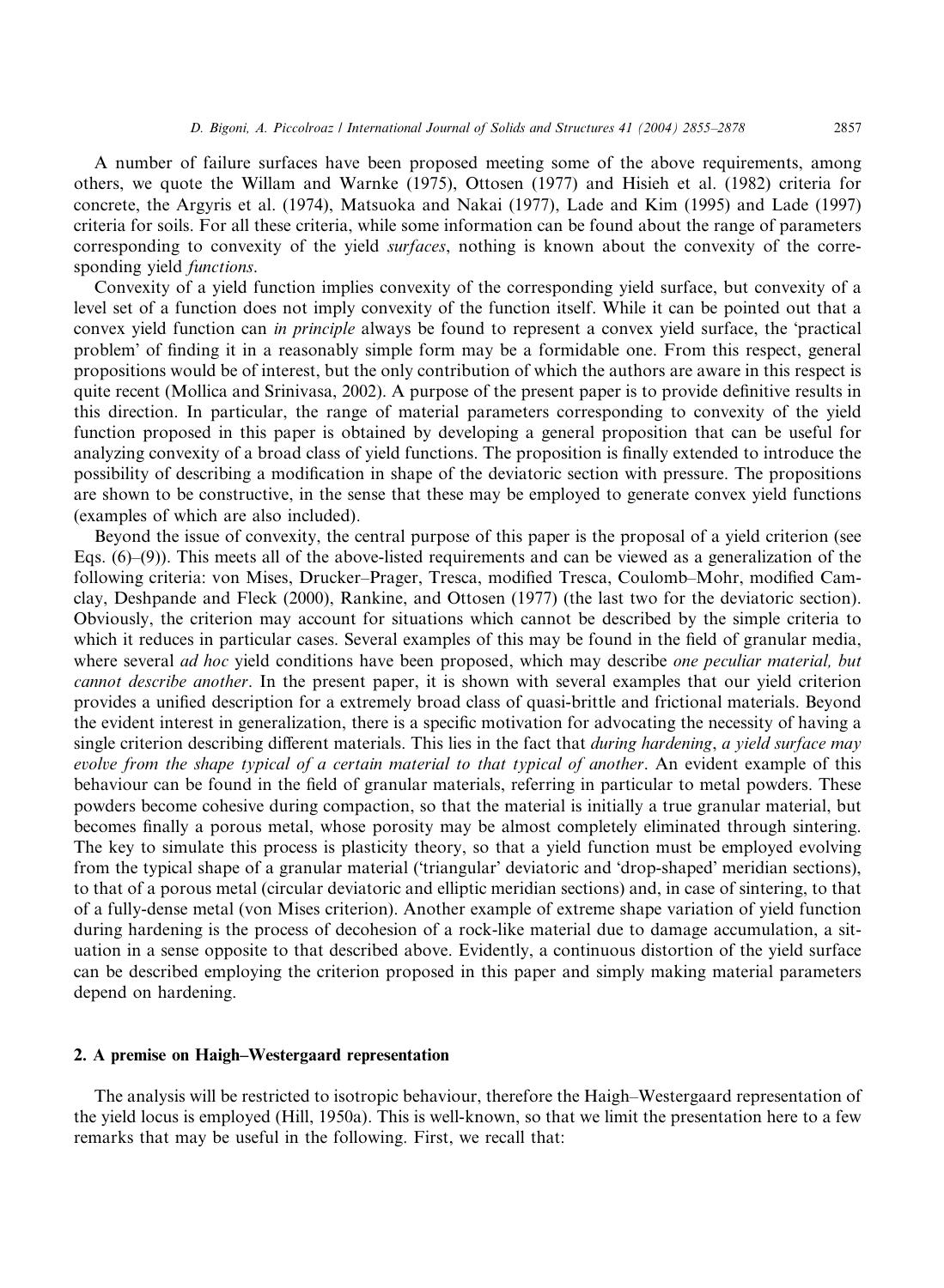A number of failure surfaces have been proposed meeting some of the above requirements, among others, we quote the Willam and Warnke (1975), Ottosen (1977) and Hisieh et al. (1982) criteria for concrete, the Argyris et al. (1974), Matsuoka and Nakai (1977), Lade and Kim (1995) and Lade (1997) criteria for soils. For all these criteria, while some information can be found about the range of parameters corresponding to convexity of the yield *surfaces*, nothing is known about the convexity of the corresponding yield *functions*.

Convexity of a yield function implies convexity of the corresponding yield surface, but convexity of a level set of a function does not imply convexity of the function itself. While it can be pointed out that a convex yield function can *in principle* always be found to represent a convex yield surface, the 'practical problem' of finding it in a reasonably simple form may be a formidable one. From this respect, general propositions would be of interest, but the only contribution of which the authors are aware in this respect is quite recent (Mollica and Srinivasa, 2002). A purpose of the present paper is to provide definitive results in this direction. In particular, the range of material parameters corresponding to convexity of the yield function proposed in this paper is obtained by developing a general proposition that can be useful for analyzing convexity of a broad class of yield functions. The proposition is finally extended to introduce the possibility of describing a modification in shape of the deviatoric section with pressure. The propositions are shown to be constructive, in the sense that these may be employed to generate convex yield functions (examples of which are also included).

Beyond the issue of convexity, the central purpose of this paper is the proposal of a yield criterion (see Eqs. (6)–(9)). This meets all of the above-listed requirements and can be viewed as a generalization of the following criteria: von Mises, Drucker–Prager, Tresca, modified Tresca, Coulomb–Mohr, modified Cam-clay, Deshpande and Fleck (2000), Rankine, and Ottosen (1977) (the last two for the deviatoric section). Obviously, the criterion may account for situations which cannot be described by the simple criteria to which it reduces in particular cases. Several examples of this may be found in the field of granular media, where several *ad hoc* yield conditions have been proposed, which may describe *one peculiar material, but cannot describe another*. In the present paper, it is shown with several examples that our yield criterion provides a unified description for a extremely broad class of quasi-brittle and frictional materials. Beyond the evident interest in generalization, there is a specific motivation for advocating the necessity of having a single criterion describing different materials. This lies in the fact that *during hardening, a yield surface may evolve from the shape typical of a certain material to that typical of another*. An evident example of this behaviour can be found in the field of granular materials, referring in particular to metal powders. These powders become cohesive during compaction, so that the material is initially a true granular material, but becomes finally a porous metal, whose porosity may be almost completely eliminated through sintering. The key to simulate this process is plasticity theory, so that a yield function must be employed evolving from the typical shape of a granular material ('triangular' deviatoric and 'drop-shaped' meridian sections), to that of a porous metal (circular deviatoric and elliptic meridian sections) and, in case of sintering, to that of a fully-dense metal (von Mises criterion). Another example of extreme shape variation of yield function during hardening is the process of decohesion of a rock-like material due to damage accumulation, a situation in a sense opposite to that described above. Evidently, a continuous distortion of the yield surface can be described employing the criterion proposed in this paper and simply making material parameters depend on hardening.

## 2. A premise on Haigh–Westergaard representation

The analysis will be restricted to isotropic behaviour, therefore the Haigh–Westergaard representation of the yield locus is employed (Hill, 1950a). This is well-known, so that we limit the presentation here to a few remarks that may be useful in the following. First, we recall that: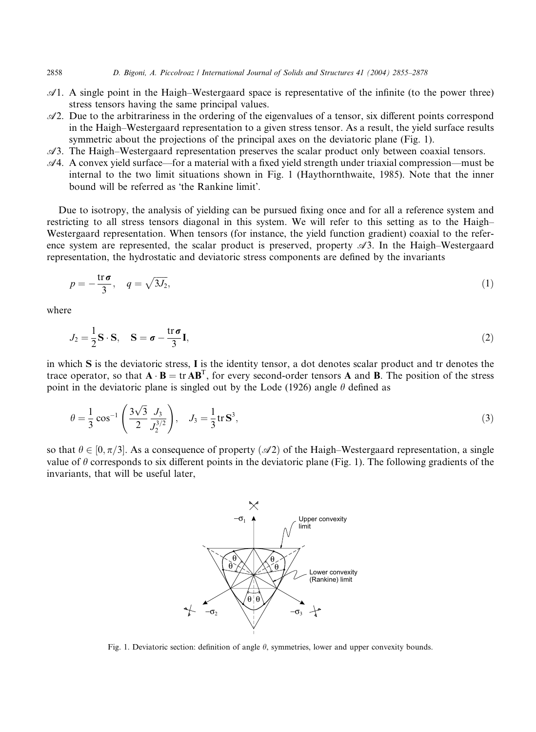$\mathscr{A}1$. A single point in the Haigh–Westergaard space is representative of the infinite (to the power three) stress tensors having the same principal values.

$\mathscr{A}2$. Due to the arbitrariness in the ordering of the eigenvalues of a tensor, six different points correspond in the Haigh–Westergaard representation to a given stress tensor. As a result, the yield surface results symmetric about the projections of the principal axes on the deviatoric plane (Fig. 1).

$\mathscr{A}3$. The Haigh–Westergaard representation preserves the scalar product only between coaxial tensors.

$\mathscr{A}4$. A convex yield surface—for a material with a fixed yield strength under triaxial compression—must be internal to the two limit situations shown in Fig. 1 (Haythornthwaite, 1985). Note that the inner bound will be referred as 'the Rankine limit'.

Due to isotropy, the analysis of yielding can be pursued fixing once and for all a reference system and restricting to all stress tensors diagonal in this system. We will refer to this setting as to the Haigh–Westergaard representation. When tensors (for instance, the yield function gradient) coaxial to the reference system are represented, the scalar product is preserved, property $\mathscr{A}3$. In the Haigh–Westergaard representation, the hydrostatic and deviatoric stress components are defined by the invariants

$$p = -\frac{\operatorname{tr}\boldsymbol{\sigma}}{3}, \quad q = \sqrt{3J_2}, \tag{1}$$

where

$$J_2 = \frac{1}{2}\mathbf{S}\cdot\mathbf{S}, \quad \mathbf{S} = \boldsymbol{\sigma} - \frac{\operatorname{tr}\boldsymbol{\sigma}}{3}\mathbf{I}, \tag{2}$$

in which $\mathbf{S}$ is the deviatoric stress, $\mathbf{I}$ is the identity tensor, a dot denotes scalar product and tr denotes the trace operator, so that $\mathbf{A}\cdot\mathbf{B} = \operatorname{tr}\mathbf{A}\mathbf{B}^{\mathrm{T}}$, for every second-order tensors $\mathbf{A}$ and $\mathbf{B}$. The position of the stress point in the deviatoric plane is singled out by the Lode (1926) angle $\theta$ defined as

$$\theta = \frac{1}{3}\cos^{-1}\left(\frac{3\sqrt{3}}{2}\frac{J_3}{J_2^{3/2}}\right), \quad J_3 = \frac{1}{3}\operatorname{tr}\mathbf{S}^3, \tag{3}$$

so that $\theta \in [0, \pi/3]$. As a consequence of property ($\mathscr{A}2$) of the Haigh–Westergaard representation, a single value of $\theta$ corresponds to six different points in the deviatoric plane (Fig. 1). The following gradients of the invariants, that will be useful later,

$-\sigma_1$

Upper convexity limit

Lower convexity (Rankine) limit

$-\sigma_2$

$-\sigma_3$

Fig. 1. Deviatoric section: definition of angle $\theta$, symmetries, lower and upper convexity bounds.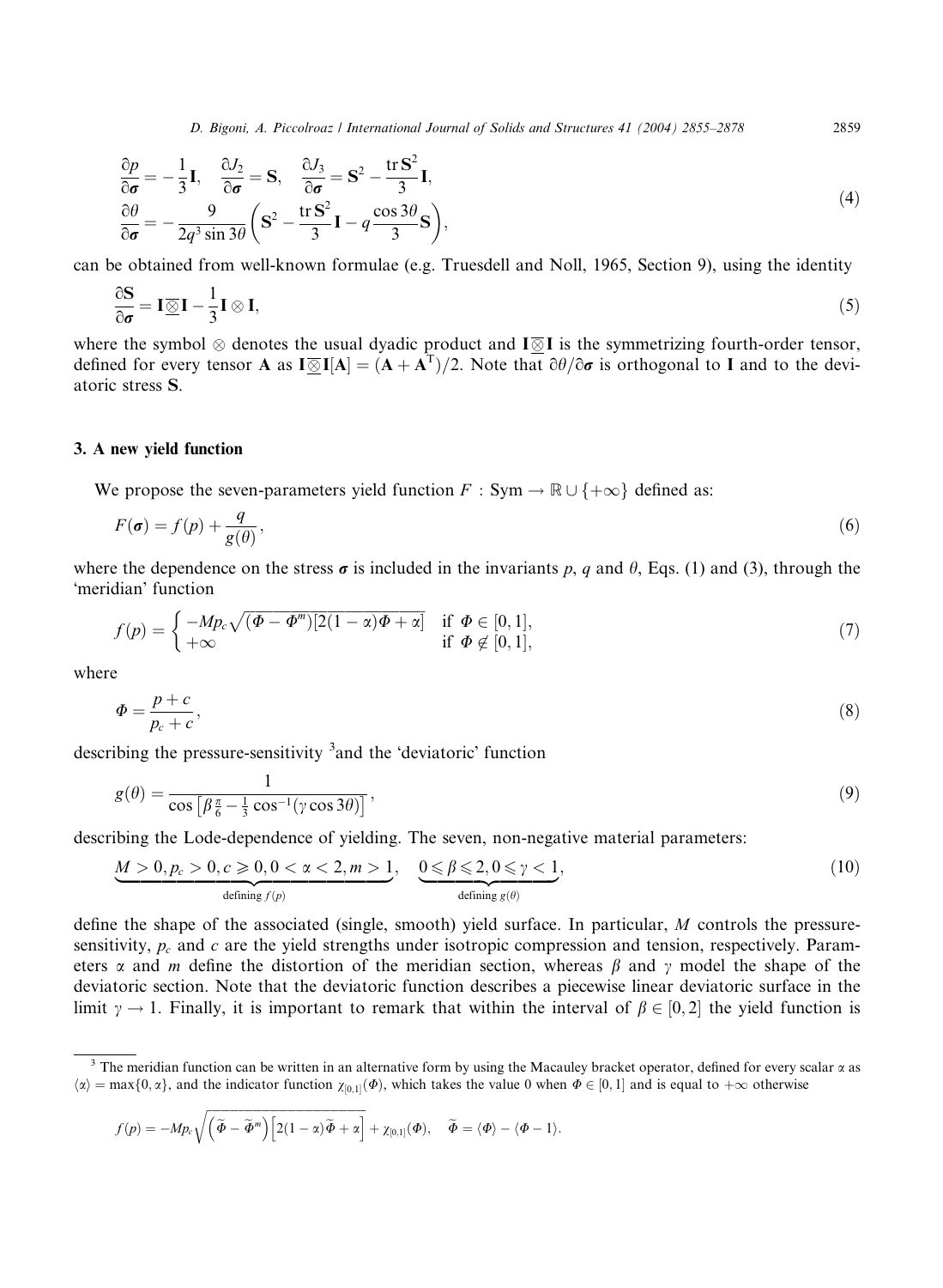$$
\frac{\partial p}{\partial \boldsymbol{\sigma}} = -\frac{1}{3}\mathbf{I}, \quad \frac{\partial J_2}{\partial \boldsymbol{\sigma}} = \mathbf{S}, \quad \frac{\partial J_3}{\partial \boldsymbol{\sigma}} = \mathbf{S}^2 - \frac{\operatorname{tr}\mathbf{S}^2}{3}\mathbf{I},
$$
$$
\frac{\partial \theta}{\partial \boldsymbol{\sigma}} = -\frac{9}{2q^3 \sin 3\theta}\left(\mathbf{S}^2 - \frac{\operatorname{tr}\mathbf{S}^2}{3}\mathbf{I} - q\frac{\cos 3\theta}{3}\mathbf{S}\right), \tag{4}
$$

can be obtained from well-known formulae (e.g. Truesdell and Noll, 1965, Section 9), using the identity

$$
\frac{\partial \mathbf{S}}{\partial \boldsymbol{\sigma}} = \mathbf{I}\,\underline{\overline{\otimes}}\,\mathbf{I} - \frac{1}{3}\mathbf{I} \otimes \mathbf{I}, \tag{5}
$$

where the symbol $\otimes$ denotes the usual dyadic product and $\mathbf{I}\,\underline{\overline{\otimes}}\,\mathbf{I}$ is the symmetrizing fourth-order tensor, defined for every tensor $\mathbf{A}$ as $\mathbf{I}\,\underline{\overline{\otimes}}\,\mathbf{I}[\mathbf{A}] = (\mathbf{A} + \mathbf{A}^{\mathrm{T}})/2$. Note that $\partial\theta/\partial\boldsymbol{\sigma}$ is orthogonal to $\mathbf{I}$ and to the deviatoric stress $\mathbf{S}$.

## 3. A new yield function

We propose the seven-parameters yield function $F : \mathrm{Sym} \to \mathbb{R} \cup \{+\infty\}$ defined as:

$$
F(\boldsymbol{\sigma}) = f(p) + \frac{q}{g(\theta)}, \tag{6}
$$

where the dependence on the stress $\boldsymbol{\sigma}$ is included in the invariants $p$, $q$ and $\theta$, Eqs. (1) and (3), through the 'meridian' function

$$
f(p) = \begin{cases} -Mp_c\sqrt{(\Phi - \Phi^m)[2(1-\alpha)\Phi + \alpha]} & \text{if } \Phi \in [0,1], \\ +\infty & \text{if } \Phi \notin [0,1], \end{cases} \tag{7}
$$

where

$$
\Phi = \frac{p + c}{p_c + c}, \tag{8}
$$

describing the pressure-sensitivity [3] and the 'deviatoric' function

$$
g(\theta) = \frac{1}{\cos\left[\beta\frac{\pi}{6} - \frac{1}{3}\cos^{-1}(\gamma\cos 3\theta)\right]}, \tag{9}
$$

describing the Lode-dependence of yielding. The seven, non-negative material parameters:

$$
\underbrace{M > 0, p_c > 0, c \geqslant 0, 0 < \alpha < 2, m > 1}_{\text{defining } f(p)}, \quad \underbrace{0 \leqslant \beta \leqslant 2, 0 \leqslant \gamma < 1}_{\text{defining } g(\theta)}, \tag{10}
$$

define the shape of the associated (single, smooth) yield surface. In particular, $M$ controls the pressure-sensitivity, $p_c$ and $c$ are the yield strengths under isotropic compression and tension, respectively. Parameters $\alpha$ and $m$ define the distortion of the meridian section, whereas $\beta$ and $\gamma$ model the shape of the deviatoric section. Note that the deviatoric function describes a piecewise linear deviatoric surface in the limit $\gamma \to 1$. Finally, it is important to remark that within the interval of $\beta \in [0,2]$ the yield function is

---

[3] The meridian function can be written in an alternative form by using the Macauley bracket operator, defined for every scalar $\alpha$ as $\langle\alpha\rangle = \max\{0,\alpha\}$, and the indicator function $\chi_{[0,1]}(\Phi)$, which takes the value 0 when $\Phi \in [0,1]$ and is equal to $+\infty$ otherwise

$$
f(p) = -Mp_c\sqrt{\left(\widetilde{\Phi} - \widetilde{\Phi}^m\right)\left[2(1-\alpha)\widetilde{\Phi} + \alpha\right]} + \chi_{[0,1]}(\Phi), \quad \widetilde{\Phi} = \langle\Phi\rangle - \langle\Phi - 1\rangle.
$$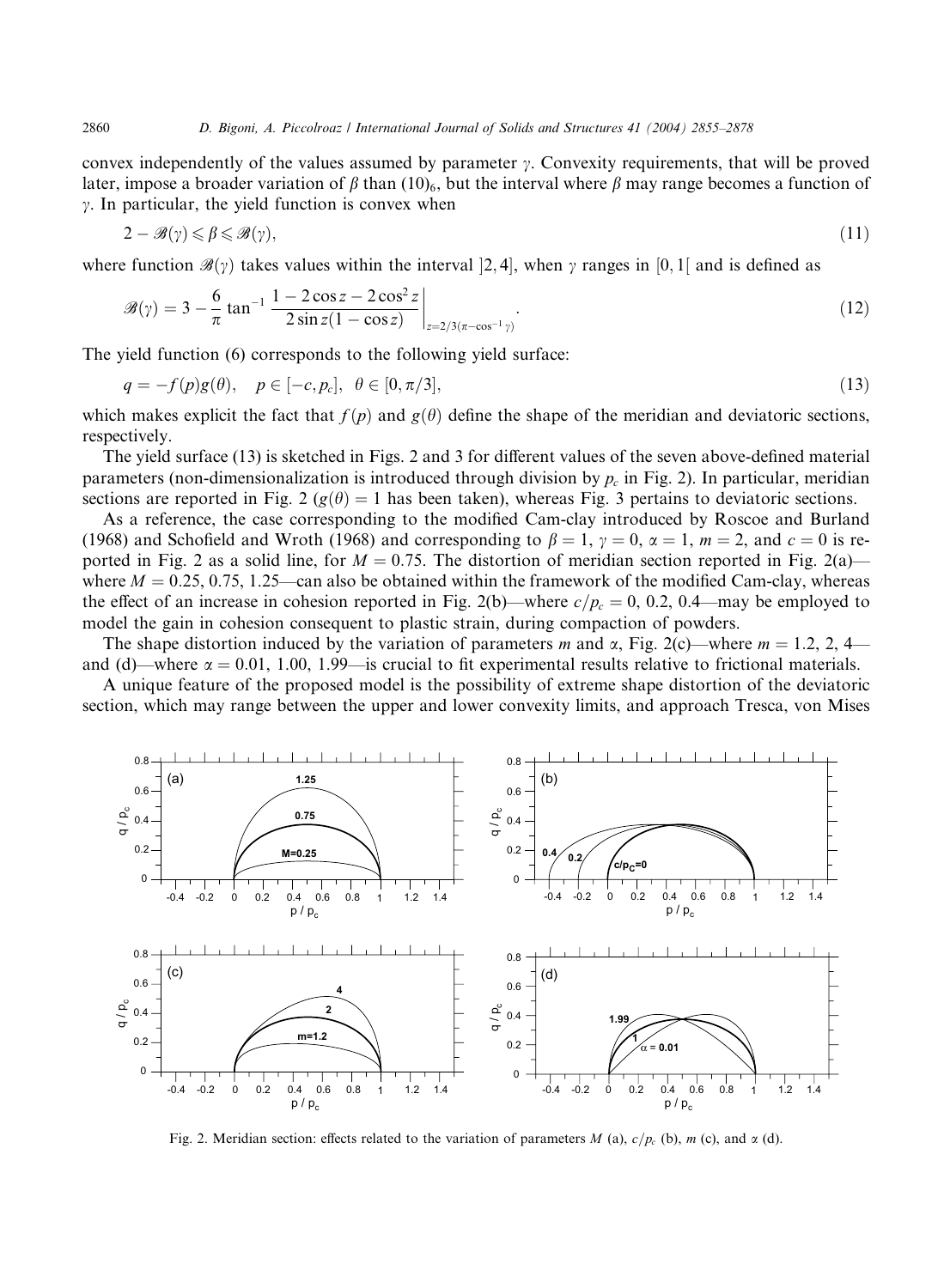convex independently of the values assumed by parameter $\gamma$. Convexity requirements, that will be proved later, impose a broader variation of $\beta$ than $(10)_6$, but the interval where $\beta$ may range becomes a function of $\gamma$. In particular, the yield function is convex when

$$2 - \mathscr{B}(\gamma) \leqslant \beta \leqslant \mathscr{B}(\gamma), \tag{11}$$

where function $\mathscr{B}(\gamma)$ takes values within the interval $]2, 4]$, when $\gamma$ ranges in $[0, 1[$ and is defined as

$$\mathscr{B}(\gamma) = 3 - \frac{6}{\pi} \tan^{-1} \frac{1 - 2\cos z - 2\cos^2 z}{2 \sin z(1 - \cos z)} \bigg|_{z = 2/3(\pi - \cos^{-1}\gamma)}. \tag{12}$$

The yield function (6) corresponds to the following yield surface:

$$q = -f(p)g(\theta), \quad p \in [-c, p_c], \quad \theta \in [0, \pi/3], \tag{13}$$

which makes explicit the fact that $f(p)$ and $g(\theta)$ define the shape of the meridian and deviatoric sections, respectively.

The yield surface (13) is sketched in Figs. 2 and 3 for different values of the seven above-defined material parameters (non-dimensionalization is introduced through division by $p_c$ in Fig. 2). In particular, meridian sections are reported in Fig. 2 ($g(\theta) = 1$ has been taken), whereas Fig. 3 pertains to deviatoric sections.

As a reference, the case corresponding to the modified Cam-clay introduced by Roscoe and Burland (1968) and Schofield and Wroth (1968) and corresponding to $\beta = 1$, $\gamma = 0$, $\alpha = 1$, $m = 2$, and $c = 0$ is reported in Fig. 2 as a solid line, for $M = 0.75$. The distortion of meridian section reported in Fig. 2(a)—where $M = 0.25, 0.75, 1.25$—can also be obtained within the framework of the modified Cam-clay, whereas the effect of an increase in cohesion reported in Fig. 2(b)—where $c/p_c = 0, 0.2, 0.4$—may be employed to model the gain in cohesion consequent to plastic strain, during compaction of powders.

The shape distortion induced by the variation of parameters $m$ and $\alpha$, Fig. 2(c)—where $m = 1.2, 2, 4$—and (d)—where $\alpha = 0.01, 1.00, 1.99$—is crucial to fit experimental results relative to frictional materials.

A unique feature of the proposed model is the possibility of extreme shape distortion of the deviatoric section, which may range between the upper and lower convexity limits, and approach Tresca, von Mises

Fig. 2. Meridian section: effects related to the variation of parameters $M$ (a), $c/p_c$ (b), $m$ (c), and $\alpha$ (d).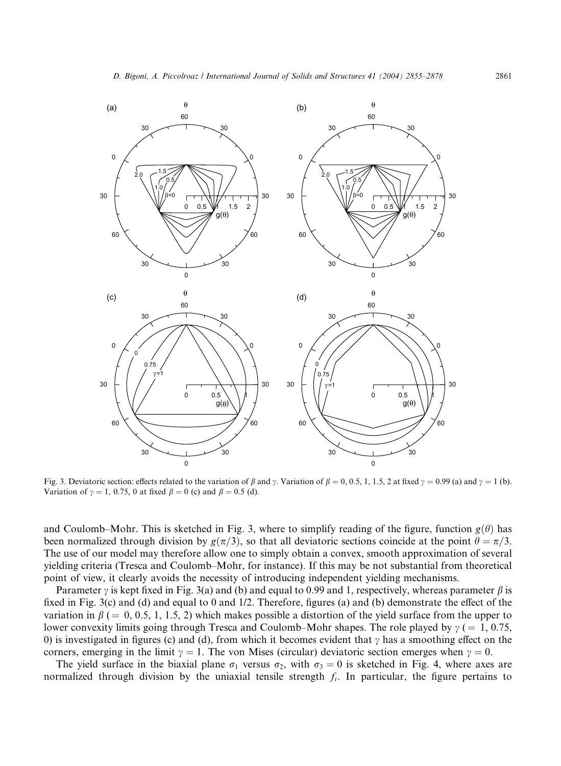(a)

θ

60

30 30

0 0

2.0 1.5 0.5 1.0 β=0

30 30

0 0.5 1 1.5 2

g(θ)

60 60

30 30

0

(b)

θ

60

30 30

0 0

2.0 1.5 0.5 1.0 β=0

30 30

0 0.5 1 1.5 2

g(θ)

60 60

30 30

0

(c)

θ

60

30 30

0 0

0 0.75 γ=1

30 30

0 0.5 1

g(θ)

60 60

30 30

0

(d)

θ

60

30 30

0 0

0 0.75 γ=1

30 30

0 0.5 1

g(θ)

60 60

30 30

0

Fig. 3. Deviatoric section: effects related to the variation of $\beta$ and $\gamma$. Variation of $\beta = 0, 0.5, 1, 1.5, 2$ at fixed $\gamma = 0.99$ (a) and $\gamma = 1$ (b). Variation of $\gamma = 1, 0.75, 0$ at fixed $\beta = 0$ (c) and $\beta = 0.5$ (d).

and Coulomb–Mohr. This is sketched in Fig. 3, where to simplify reading of the figure, function $g(\theta)$ has been normalized through division by $g(\pi/3)$, so that all deviatoric sections coincide at the point $\theta = \pi/3$. The use of our model may therefore allow one to simply obtain a convex, smooth approximation of several yielding criteria (Tresca and Coulomb–Mohr, for instance). If this may be not substantial from theoretical point of view, it clearly avoids the necessity of introducing independent yielding mechanisms.

Parameter $\gamma$ is kept fixed in Fig. 3(a) and (b) and equal to 0.99 and 1, respectively, whereas parameter $\beta$ is fixed in Fig. 3(c) and (d) and equal to 0 and 1/2. Therefore, figures (a) and (b) demonstrate the effect of the variation in $\beta$ (= 0, 0.5, 1, 1.5, 2) which makes possible a distortion of the yield surface from the upper to lower convexity limits going through Tresca and Coulomb–Mohr shapes. The role played by $\gamma$ (= 1, 0.75, 0) is investigated in figures (c) and (d), from which it becomes evident that $\gamma$ has a smoothing effect on the corners, emerging in the limit $\gamma = 1$. The von Mises (circular) deviatoric section emerges when $\gamma = 0$.

The yield surface in the biaxial plane $\sigma_1$ versus $\sigma_2$, with $\sigma_3 = 0$ is sketched in Fig. 4, where axes are normalized through division by the uniaxial tensile strength $f_t$. In particular, the figure pertains to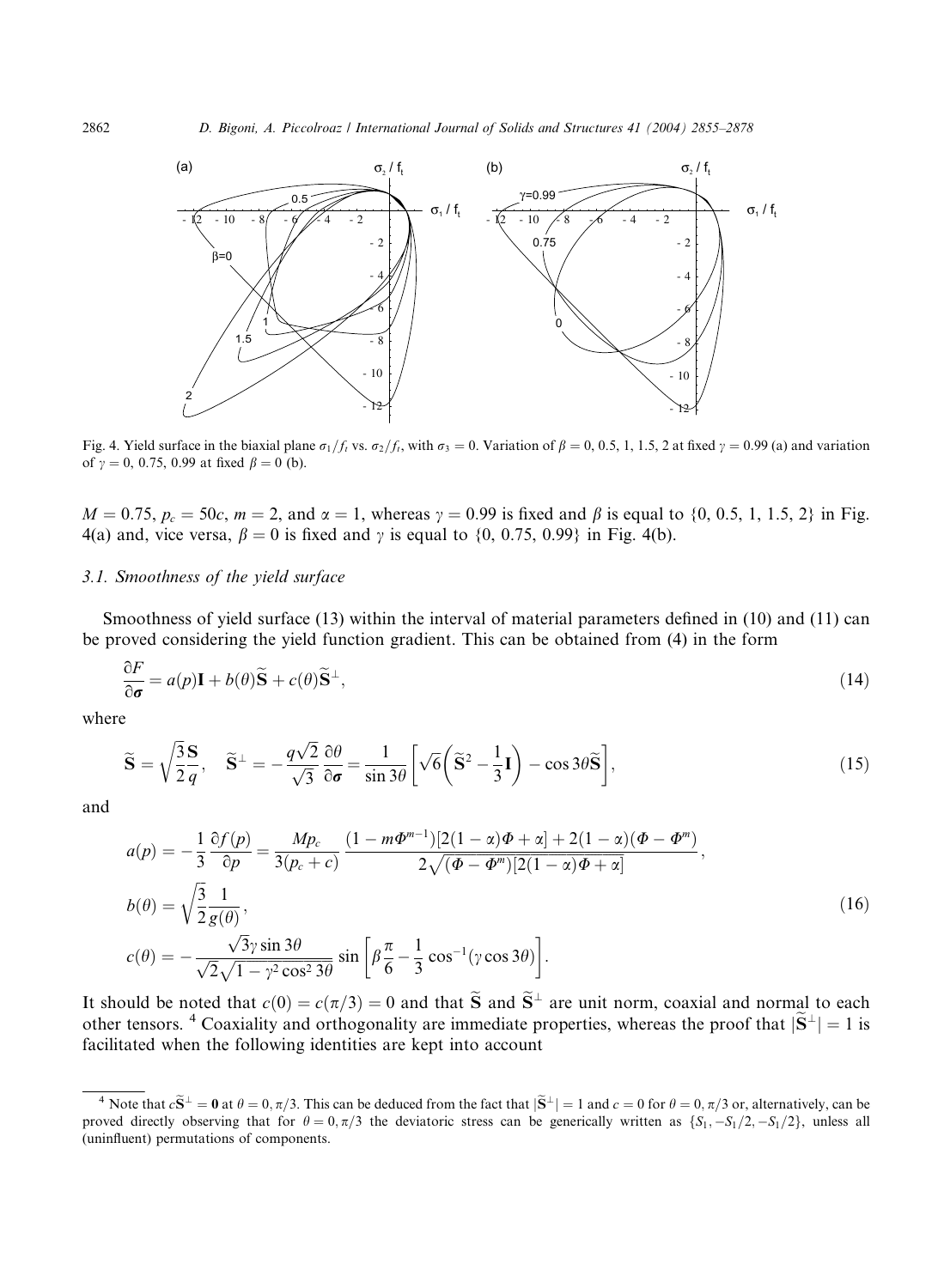(a)

$\sigma_2 / f_t$

$\sigma_1 / f_t$

0.5

β=0

1

1.5

2

-12 -10 -8 -6 -4 -2

-2 -4 -6 -8 -10 -12

(b)

$\sigma_2 / f_t$

$\sigma_1 / f_t$

γ=0.99

0.75

0

-12 -10 -8 -6 -4 -2

-2 -4 -6 -8 -10 -12

Fig. 4. Yield surface in the biaxial plane $\sigma_1/f_t$ vs. $\sigma_2/f_t$, with $\sigma_3 = 0$. Variation of $\beta = 0, 0.5, 1, 1.5, 2$ at fixed $\gamma = 0.99$ (a) and variation of $\gamma = 0, 0.75, 0.99$ at fixed $\beta = 0$ (b).

$M = 0.75$, $p_c = 50c$, $m = 2$, and $\alpha = 1$, whereas $\gamma = 0.99$ is fixed and $\beta$ is equal to {0, 0.5, 1, 1.5, 2} in Fig. 4(a) and, vice versa, $\beta = 0$ is fixed and $\gamma$ is equal to {0, 0.75, 0.99} in Fig. 4(b).

### 3.1. Smoothness of the yield surface

Smoothness of yield surface (13) within the interval of material parameters defined in (10) and (11) can be proved considering the yield function gradient. This can be obtained from (4) in the form

$$\frac{\partial F}{\partial \boldsymbol{\sigma}} = a(p)\mathbf{I} + b(\theta)\widetilde{\mathbf{S}} + c(\theta)\widetilde{\mathbf{S}}^{\perp}, \tag{14}$$

where

$$\widetilde{\mathbf{S}} = \sqrt{\frac{3}{2}}\frac{\mathbf{S}}{q}, \quad \widetilde{\mathbf{S}}^{\perp} = -\frac{q\sqrt{2}}{\sqrt{3}}\frac{\partial\theta}{\partial\boldsymbol{\sigma}} = \frac{1}{\sin 3\theta}\left[\sqrt{6}\left(\widetilde{\mathbf{S}}^2 - \frac{1}{3}\mathbf{I}\right) - \cos 3\theta\widetilde{\mathbf{S}}\right], \tag{15}$$

and

$$\begin{aligned}
a(p) &= -\frac{1}{3}\frac{\partial f(p)}{\partial p} = \frac{Mp_c}{3(p_c + c)}\frac{(1 - m\Phi^{m-1})[2(1-\alpha)\Phi + \alpha] + 2(1-\alpha)(\Phi - \Phi^m)}{2\sqrt{(\Phi - \Phi^m)[2(1-\alpha)\Phi + \alpha]}}, \\
b(\theta) &= \sqrt{\frac{3}{2}}\frac{1}{g(\theta)}, \\
c(\theta) &= -\frac{\sqrt{3}\gamma\sin 3\theta}{\sqrt{2}\sqrt{1 - \gamma^2\cos^2 3\theta}}\sin\left[\beta\frac{\pi}{6} - \frac{1}{3}\cos^{-1}(\gamma\cos 3\theta)\right].
\end{aligned} \tag{16}$$

It should be noted that $c(0) = c(\pi/3) = 0$ and that $\widetilde{\mathbf{S}}$ and $\widetilde{\mathbf{S}}^{\perp}$ are unit norm, coaxial and normal to each other tensors. [4] Coaxiality and orthogonality are immediate properties, whereas the proof that $|\widetilde{\mathbf{S}}^{\perp}| = 1$ is facilitated when the following identities are kept into account

[4] Note that $c\widetilde{\mathbf{S}}^{\perp} = \mathbf{0}$ at $\theta = 0, \pi/3$. This can be deduced from the fact that $|\widetilde{\mathbf{S}}^{\perp}| = 1$ and $c = 0$ for $\theta = 0, \pi/3$ or, alternatively, can be proved directly observing that for $\theta = 0, \pi/3$ the deviatoric stress can be generically written as $\{S_1, -S_1/2, -S_1/2\}$, unless all (uninfluent) permutations of components.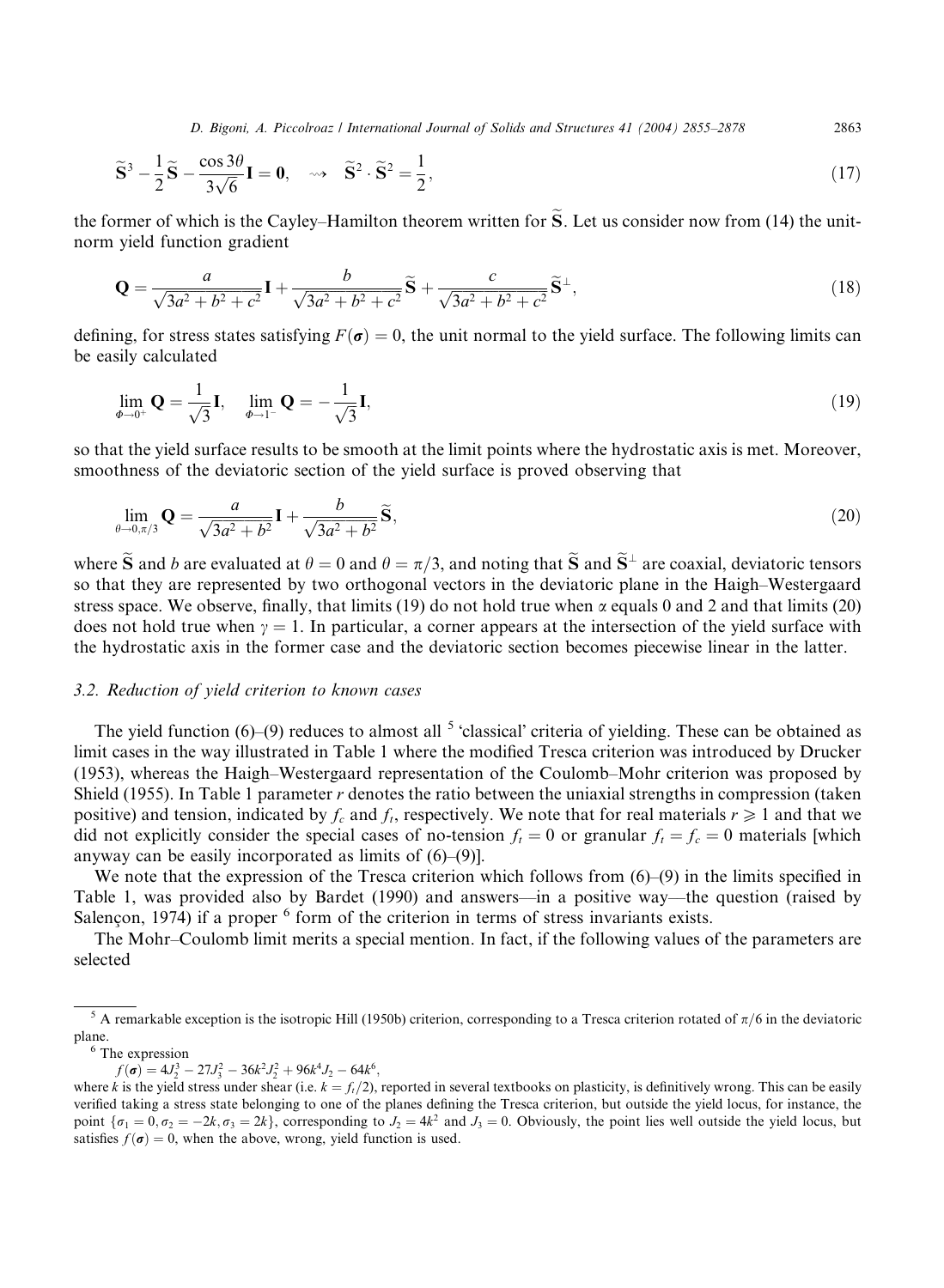$$\widetilde{\mathbf{S}}^3 - \frac{1}{2}\widetilde{\mathbf{S}} - \frac{\cos 3\theta}{3\sqrt{6}}\mathbf{I} = \mathbf{0}, \quad \rightsquigarrow \quad \widetilde{\mathbf{S}}^2 \cdot \widetilde{\mathbf{S}}^2 = \frac{1}{2}, \tag{17}$$

the former of which is the Cayley–Hamilton theorem written for $\widetilde{\mathbf{S}}$. Let us consider now from (14) the unit-norm yield function gradient

$$\mathbf{Q} = \frac{a}{\sqrt{3a^2 + b^2 + c^2}}\mathbf{I} + \frac{b}{\sqrt{3a^2 + b^2 + c^2}}\widetilde{\mathbf{S}} + \frac{c}{\sqrt{3a^2 + b^2 + c^2}}\widetilde{\mathbf{S}}^{\perp}, \tag{18}$$

defining, for stress states satisfying $F(\boldsymbol{\sigma}) = 0$, the unit normal to the yield surface. The following limits can be easily calculated

$$\lim_{\Phi \to 0^+} \mathbf{Q} = \frac{1}{\sqrt{3}}\mathbf{I}, \quad \lim_{\Phi \to 1^-} \mathbf{Q} = -\frac{1}{\sqrt{3}}\mathbf{I}, \tag{19}$$

so that the yield surface results to be smooth at the limit points where the hydrostatic axis is met. Moreover, smoothness of the deviatoric section of the yield surface is proved observing that

$$\lim_{\theta \to 0, \pi/3} \mathbf{Q} = \frac{a}{\sqrt{3a^2 + b^2}}\mathbf{I} + \frac{b}{\sqrt{3a^2 + b^2}}\widetilde{\mathbf{S}}, \tag{20}$$

where $\widetilde{\mathbf{S}}$ and $b$ are evaluated at $\theta = 0$ and $\theta = \pi/3$, and noting that $\widetilde{\mathbf{S}}$ and $\widetilde{\mathbf{S}}^{\perp}$ are coaxial, deviatoric tensors so that they are represented by two orthogonal vectors in the deviatoric plane in the Haigh–Westergaard stress space. We observe, finally, that limits (19) do not hold true when $\alpha$ equals 0 and 2 and that limits (20) does not hold true when $\gamma = 1$. In particular, a corner appears at the intersection of the yield surface with the hydrostatic axis in the former case and the deviatoric section becomes piecewise linear in the latter.

### 3.2. Reduction of yield criterion to known cases

The yield function (6)–(9) reduces to almost all [5] 'classical' criteria of yielding. These can be obtained as limit cases in the way illustrated in Table 1 where the modified Tresca criterion was introduced by Drucker (1953), whereas the Haigh–Westergaard representation of the Coulomb–Mohr criterion was proposed by Shield (1955). In Table 1 parameter $r$ denotes the ratio between the uniaxial strengths in compression (taken positive) and tension, indicated by $f_c$ and $f_t$, respectively. We note that for real materials $r \geqslant 1$ and that we did not explicitly consider the special cases of no-tension $f_t = 0$ or granular $f_t = f_c = 0$ materials [which anyway can be easily incorporated as limits of (6)–(9)].

We note that the expression of the Tresca criterion which follows from (6)–(9) in the limits specified in Table 1, was provided also by Bardet (1990) and answers—in a positive way—the question (raised by Salençon, 1974) if a proper [6] form of the criterion in terms of stress invariants exists.

The Mohr–Coulomb limit merits a special mention. In fact, if the following values of the parameters are selected

---

[5] A remarkable exception is the isotropic Hill (1950b) criterion, corresponding to a Tresca criterion rotated of $\pi/6$ in the deviatoric plane.

[6] The expression

$f(\boldsymbol{\sigma}) = 4J_2^3 - 27J_3^2 - 36k^2J_2^2 + 96k^4J_2 - 64k^6,$

where $k$ is the yield stress under shear (i.e. $k = f_t/2$), reported in several textbooks on plasticity, is definitively wrong. This can be easily verified taking a stress state belonging to one of the planes defining the Tresca criterion, but outside the yield locus, for instance, the point $\{\sigma_1 = 0, \sigma_2 = -2k, \sigma_3 = 2k\}$, corresponding to $J_2 = 4k^2$ and $J_3 = 0$. Obviously, the point lies well outside the yield locus, but satisfies $f(\boldsymbol{\sigma}) = 0$, when the above, wrong, yield function is used.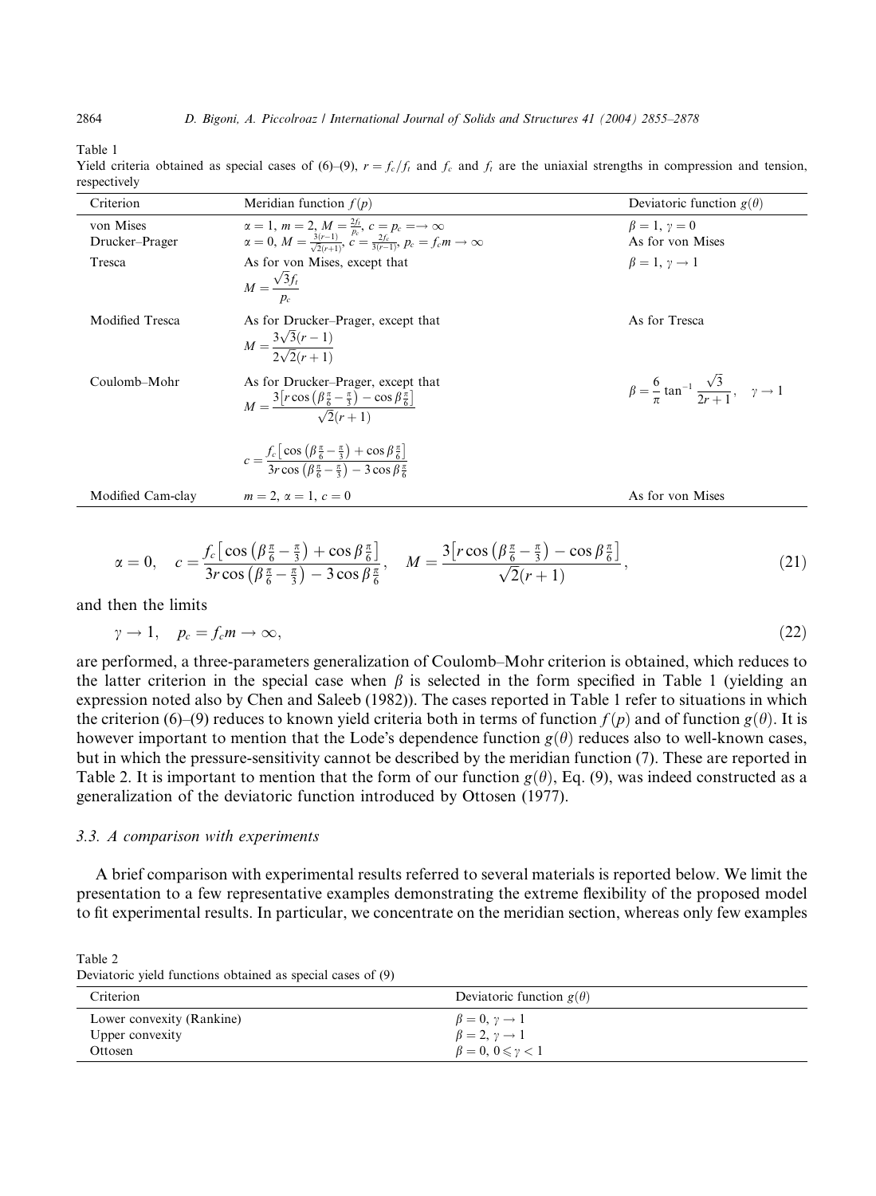Table 1
Yield criteria obtained as special cases of (6)–(9), $r = f_c/f_t$ and $f_c$ and $f_t$ are the uniaxial strengths in compression and tension, respectively

| Criterion | Meridian function $f(p)$ | Deviatoric function $g(\theta)$ |
|---|---|---|
| von Mises | $\alpha = 1$, $m = 2$, $M = \frac{2f_t}{p_c}$, $c = p_c = \to \infty$ | $\beta = 1$, $\gamma = 0$ |
| Drucker–Prager | $\alpha = 0$, $M = \frac{3(r-1)}{\sqrt{2}(r+1)}$, $c = \frac{2f_c}{3(r-1)}$, $p_c = f_c m \to \infty$ | As for von Mises |
| Tresca | As for von Mises, except that $M = \dfrac{\sqrt{3}f_t}{p_c}$ | $\beta = 1$, $\gamma \to 1$ |
| Modified Tresca | As for Drucker–Prager, except that $M = \dfrac{3\sqrt{3}(r-1)}{2\sqrt{2}(r+1)}$ | As for Tresca |
| Coulomb–Mohr | As for Drucker–Prager, except that $M = \dfrac{3\left[r\cos\left(\beta\frac{\pi}{6} - \frac{\pi}{3}\right) - \cos\beta\frac{\pi}{6}\right]}{\sqrt{2}(r+1)}$ $c = \dfrac{f_c\left[\cos\left(\beta\frac{\pi}{6} - \frac{\pi}{3}\right) + \cos\beta\frac{\pi}{6}\right]}{3r\cos\left(\beta\frac{\pi}{6} - \frac{\pi}{3}\right) - 3\cos\beta\frac{\pi}{6}}$ | $\beta = \frac{6}{\pi}\tan^{-1}\frac{\sqrt{3}}{2r+1}$, $\gamma \to 1$ |
| Modified Cam-clay | $m = 2$, $\alpha = 1$, $c = 0$ | As for von Mises |

$$\alpha = 0, \quad c = \frac{f_c\left[\cos\left(\beta\frac{\pi}{6} - \frac{\pi}{3}\right) + \cos\beta\frac{\pi}{6}\right]}{3r\cos\left(\beta\frac{\pi}{6} - \frac{\pi}{3}\right) - 3\cos\beta\frac{\pi}{6}}, \quad M = \frac{3\left[r\cos\left(\beta\frac{\pi}{6} - \frac{\pi}{3}\right) - \cos\beta\frac{\pi}{6}\right]}{\sqrt{2}(r+1)}, \tag{21}$$

and then the limits

$$\gamma \to 1, \quad p_c = f_c m \to \infty, \tag{22}$$

are performed, a three-parameters generalization of Coulomb–Mohr criterion is obtained, which reduces to the latter criterion in the special case when $\beta$ is selected in the form specified in Table 1 (yielding an expression noted also by Chen and Saleeb (1982)). The cases reported in Table 1 refer to situations in which the criterion (6)–(9) reduces to known yield criteria both in terms of function $f(p)$ and of function $g(\theta)$. It is however important to mention that the Lode's dependence function $g(\theta)$ reduces also to well-known cases, but in which the pressure-sensitivity cannot be described by the meridian function (7). These are reported in Table 2. It is important to mention that the form of our function $g(\theta)$, Eq. (9), was indeed constructed as a generalization of the deviatoric function introduced by Ottosen (1977).

### 3.3. A comparison with experiments

A brief comparison with experimental results referred to several materials is reported below. We limit the presentation to a few representative examples demonstrating the extreme flexibility of the proposed model to fit experimental results. In particular, we concentrate on the meridian section, whereas only few examples

Table 2
Deviatoric yield functions obtained as special cases of (9)

| Criterion | Deviatoric function $g(\theta)$ |
|---|---|
| Lower convexity (Rankine) | $\beta = 0$, $\gamma \to 1$ |
| Upper convexity | $\beta = 2$, $\gamma \to 1$ |
| Ottosen | $\beta = 0$, $0 \leqslant \gamma < 1$ |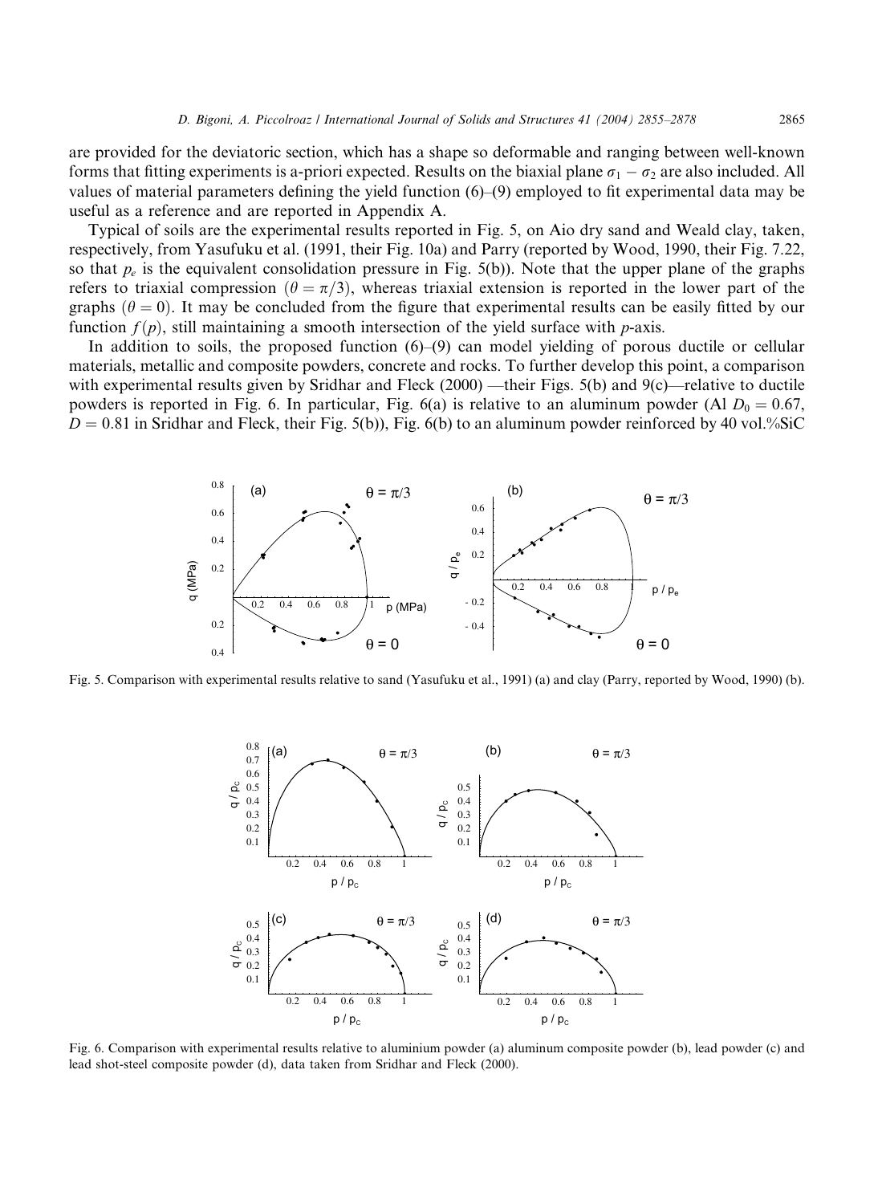are provided for the deviatoric section, which has a shape so deformable and ranging between well-known forms that fitting experiments is a-priori expected. Results on the biaxial plane $\sigma_1 - \sigma_2$ are also included. All values of material parameters defining the yield function (6)–(9) employed to fit experimental data may be useful as a reference and are reported in Appendix A.

Typical of soils are the experimental results reported in Fig. 5, on Aio dry sand and Weald clay, taken, respectively, from Yasufuku et al. (1991, their Fig. 10a) and Parry (reported by Wood, 1990, their Fig. 7.22, so that $p_e$ is the equivalent consolidation pressure in Fig. 5(b)). Note that the upper plane of the graphs refers to triaxial compression ($\theta = \pi/3$), whereas triaxial extension is reported in the lower part of the graphs ($\theta = 0$). It may be concluded from the figure that experimental results can be easily fitted by our function $f(p)$, still maintaining a smooth intersection of the yield surface with $p$-axis.

In addition to soils, the proposed function (6)–(9) can model yielding of porous ductile or cellular materials, metallic and composite powders, concrete and rocks. To further develop this point, a comparison with experimental results given by Sridhar and Fleck (2000) —their Figs. 5(b) and 9(c)—relative to ductile powders is reported in Fig. 6. In particular, Fig. 6(a) is relative to an aluminum powder (Al $D_0 = 0.67$, $D = 0.81$ in Sridhar and Fleck, their Fig. 5(b)), Fig. 6(b) to an aluminum powder reinforced by 40 vol.%SiC

(a) $\theta = \pi/3$ $\theta = 0$ q (MPa) p (MPa)
0.8 0.6 0.4 0.2 0.2 0.4 0.2 0.4 0.6 0.8 1

(b) $\theta = \pi/3$ $\theta = 0$ q / p$_e$ p / p$_e$
0.6 0.4 0.2 - 0.2 - 0.4 0.2 0.4 0.6 0.8 1

Fig. 5. Comparison with experimental results relative to sand (Yasufuku et al., 1991) (a) and clay (Parry, reported by Wood, 1990) (b).

(a) $\theta = \pi/3$ q / p$_c$ p / p$_c$
0.8 0.7 0.6 0.5 0.4 0.3 0.2 0.1 0.2 0.4 0.6 0.8 1

(b) $\theta = \pi/3$ q / p$_c$ p / p$_c$
0.5 0.4 0.3 0.2 0.1 0.2 0.4 0.6 0.8 1

(c) $\theta = \pi/3$ q / p$_c$ p / p$_c$
0.5 0.4 0.3 0.2 0.1 0.2 0.4 0.6 0.8 1

(d) $\theta = \pi/3$ q / p$_c$ p / p$_c$
0.5 0.4 0.3 0.2 0.1 0.2 0.4 0.6 0.8 1

Fig. 6. Comparison with experimental results relative to aluminium powder (a) aluminum composite powder (b), lead powder (c) and lead shot-steel composite powder (d), data taken from Sridhar and Fleck (2000).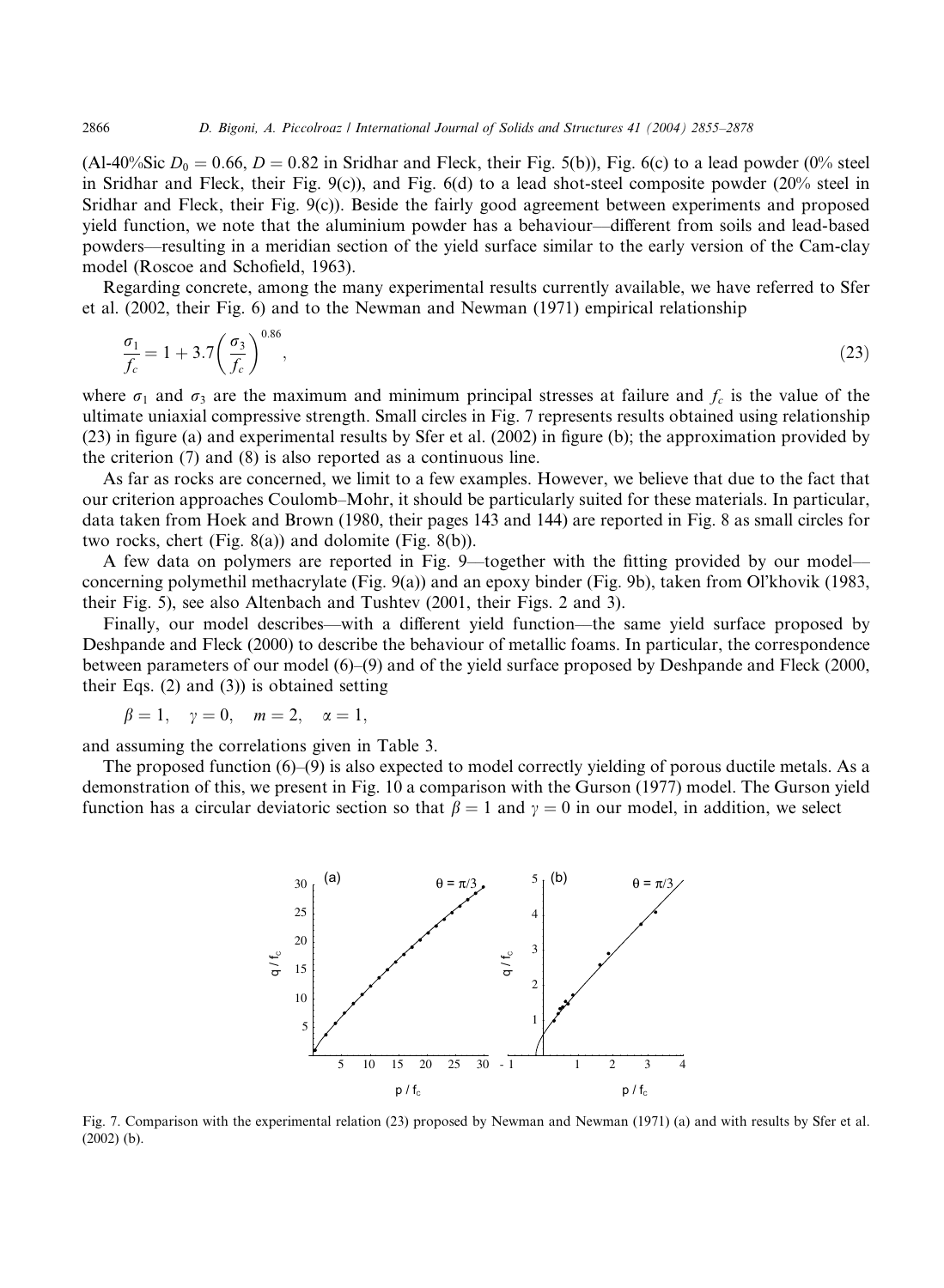(Al-40%Sic $D_0 = 0.66$, $D = 0.82$ in Sridhar and Fleck, their Fig. 5(b)), Fig. 6(c) to a lead powder (0% steel in Sridhar and Fleck, their Fig. 9(c)), and Fig. 6(d) to a lead shot-steel composite powder (20% steel in Sridhar and Fleck, their Fig. 9(c)). Beside the fairly good agreement between experiments and proposed yield function, we note that the aluminium powder has a behaviour—different from soils and lead-based powders—resulting in a meridian section of the yield surface similar to the early version of the Cam-clay model (Roscoe and Schofield, 1963).

Regarding concrete, among the many experimental results currently available, we have referred to Sfer et al. (2002, their Fig. 6) and to the Newman and Newman (1971) empirical relationship

$$\frac{\sigma_1}{f_c} = 1 + 3.7\left(\frac{\sigma_3}{f_c}\right)^{0.86}, \tag{23}$$

where $\sigma_1$ and $\sigma_3$ are the maximum and minimum principal stresses at failure and $f_c$ is the value of the ultimate uniaxial compressive strength. Small circles in Fig. 7 represents results obtained using relationship (23) in figure (a) and experimental results by Sfer et al. (2002) in figure (b); the approximation provided by the criterion (7) and (8) is also reported as a continuous line.

As far as rocks are concerned, we limit to a few examples. However, we believe that due to the fact that our criterion approaches Coulomb–Mohr, it should be particularly suited for these materials. In particular, data taken from Hoek and Brown (1980, their pages 143 and 144) are reported in Fig. 8 as small circles for two rocks, chert (Fig. 8(a)) and dolomite (Fig. 8(b)).

A few data on polymers are reported in Fig. 9—together with the fitting provided by our model—concerning polymethil methacrylate (Fig. 9(a)) and an epoxy binder (Fig. 9b), taken from Ol'khovik (1983, their Fig. 5), see also Altenbach and Tushtev (2001, their Figs. 2 and 3).

Finally, our model describes—with a different yield function—the same yield surface proposed by Deshpande and Fleck (2000) to describe the behaviour of metallic foams. In particular, the correspondence between parameters of our model (6)–(9) and of the yield surface proposed by Deshpande and Fleck (2000, their Eqs. (2) and (3)) is obtained setting

$$\beta = 1, \quad \gamma = 0, \quad m = 2, \quad \alpha = 1,$$

and assuming the correlations given in Table 3.

The proposed function (6)–(9) is also expected to model correctly yielding of porous ductile metals. As a demonstration of this, we present in Fig. 10 a comparison with the Gurson (1977) model. The Gurson yield function has a circular deviatoric section so that $\beta = 1$ and $\gamma = 0$ in our model, in addition, we select

(a) $\theta = \pi/3$
q / f_c
p / f_c

(b) $\theta = \pi/3$
q / f_c
p / f_c

Fig. 7. Comparison with the experimental relation (23) proposed by Newman and Newman (1971) (a) and with results by Sfer et al. (2002) (b).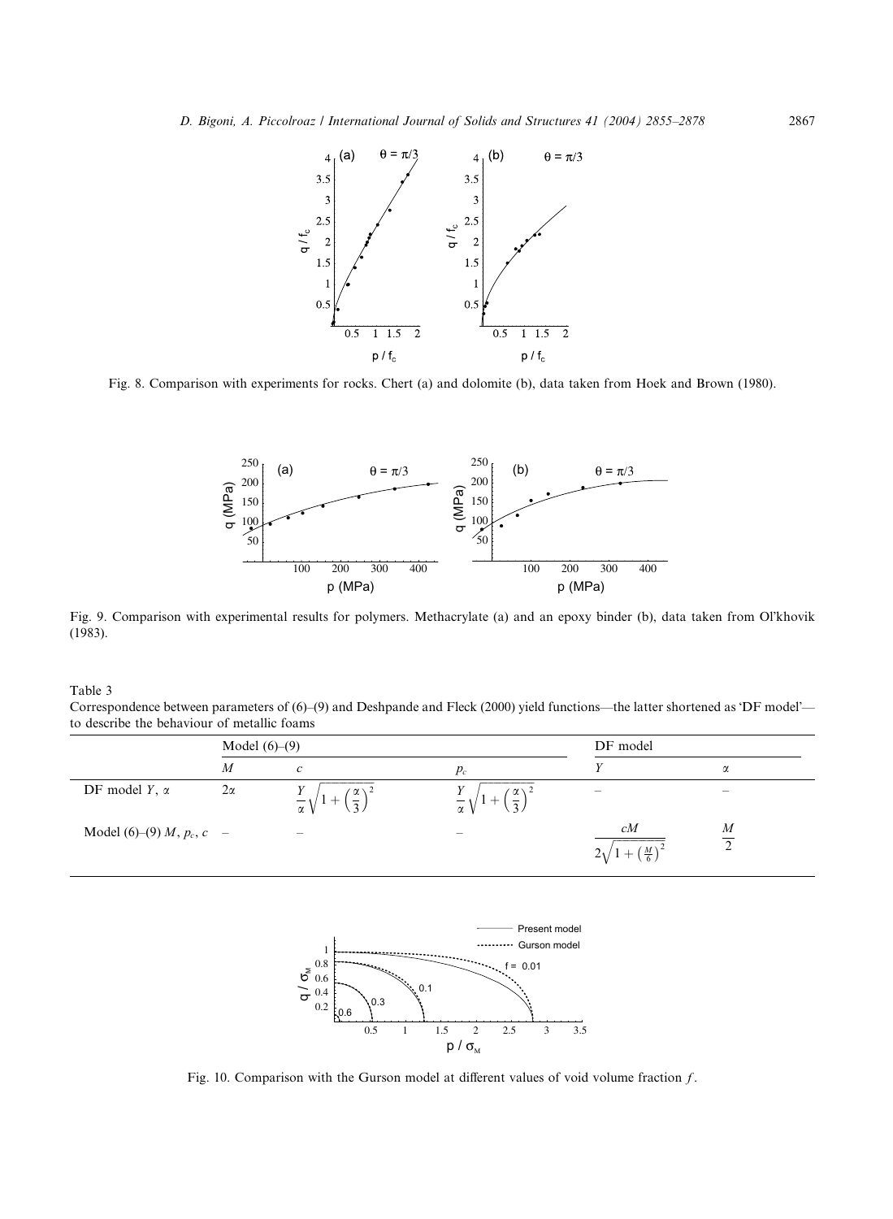(a) θ = π/3

q / $f_c$

4
3.5
3
2.5
2
1.5
1
0.5

0.5 1 1.5 2

p / $f_c$

(b) θ = π/3

q / $f_c$

4
3.5
3
2.5
2
1.5
1
0.5

0.5 1 1.5 2

p / $f_c$

Fig. 8. Comparison with experiments for rocks. Chert (a) and dolomite (b), data taken from Hoek and Brown (1980).

(a) θ = π/3

q (MPa)

250
200
150
100
50

100 200 300 400

p (MPa)

(b) θ = π/3

q (MPa)

250
200
150
100
50

100 200 300 400

p (MPa)

Fig. 9. Comparison with experimental results for polymers. Methacrylate (a) and an epoxy binder (b), data taken from Ol'khovik (1983).

Table 3
Correspondence between parameters of (6)–(9) and Deshpande and Fleck (2000) yield functions—the latter shortened as 'DF model'—to describe the behaviour of metallic foams

| | Model (6)–(9) | | | DF model | |
|---|---|---|---|---|---|
| | $M$ | $c$ | $p_c$ | $Y$ | $\alpha$ |
| DF model $Y$, $\alpha$ | $2\alpha$ | $\frac{Y}{\alpha}\sqrt{1+\left(\frac{\alpha}{3}\right)^2}$ | $\frac{Y}{\alpha}\sqrt{1+\left(\frac{\alpha}{3}\right)^2}$ | – | – |
| Model (6)–(9) $M$, $p_c$, $c$ | – | – | – | $\frac{cM}{2\sqrt{1+\left(\frac{M}{6}\right)^2}}$ | $\frac{M}{2}$ |

Present model
Gurson model

q / $\sigma_M$

1
0.8
0.6
0.4
0.2

f = 0.01
0.1
0.3
0.6

0.5 1 1.5 2 2.5 3 3.5

p / $\sigma_M$

Fig. 10. Comparison with the Gurson model at different values of void volume fraction $f$.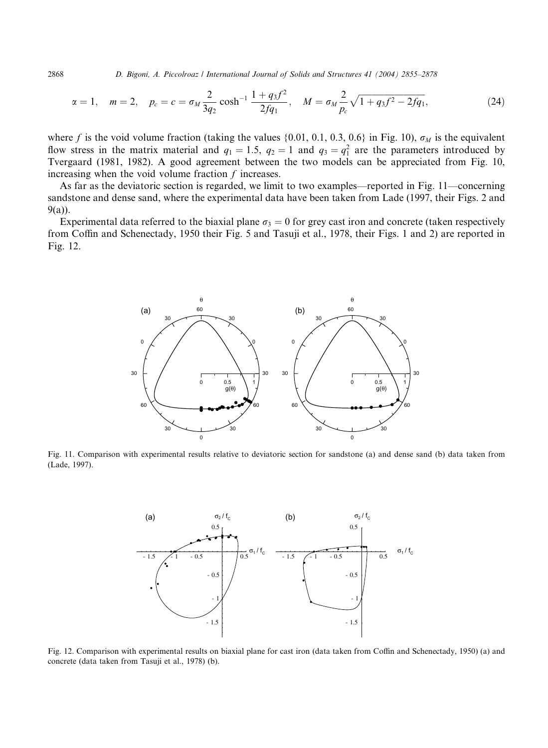$$\alpha = 1, \quad m = 2, \quad p_c = c = \sigma_M \frac{2}{3q_2} \cosh^{-1} \frac{1 + q_3 f^2}{2 f q_1}, \quad M = \sigma_M \frac{2}{p_c} \sqrt{1 + q_3 f^2 - 2 f q_1}, \tag{24}$$

where $f$ is the void volume fraction (taking the values $\{0.01, 0.1, 0.3, 0.6\}$ in Fig. 10), $\sigma_M$ is the equivalent flow stress in the matrix material and $q_1 = 1.5$, $q_2 = 1$ and $q_3 = q_1^2$ are the parameters introduced by Tvergaard (1981, 1982). A good agreement between the two models can be appreciated from Fig. 10, increasing when the void volume fraction $f$ increases.

As far as the deviatoric section is regarded, we limit to two examples—reported in Fig. 11—concerning sandstone and dense sand, where the experimental data have been taken from Lade (1997, their Figs. 2 and 9(a)).

Experimental data referred to the biaxial plane $\sigma_3 = 0$ for grey cast iron and concrete (taken respectively from Coffin and Schenectady, 1950 their Fig. 5 and Tasuji et al., 1978, their Figs. 1 and 2) are reported in Fig. 12.

(a)
θ
60
30
30
0
0
30
30
60
60
30
30
0
0
0.5
1
g(θ)

(b)
θ
60
30
30
0
0
30
30
60
60
30
30
0
0
0.5
1
g(θ)

Fig. 11. Comparison with experimental results relative to deviatoric section for sandstone (a) and dense sand (b) data taken from (Lade, 1997).

(a)
$\sigma_2 / f_c$
0.5
$\sigma_1 / f_c$
- 1.5
- 1
- 0.5
0.5
- 0.5
- 1
- 1.5

(b)
$\sigma_2 / f_c$
0.5
$\sigma_1 / f_c$
- 1.5
- 1
- 0.5
0.5
- 0.5
- 1
- 1.5

Fig. 12. Comparison with experimental results on biaxial plane for cast iron (data taken from Coffin and Schenectady, 1950) (a) and concrete (data taken from Tasuji et al., 1978) (b).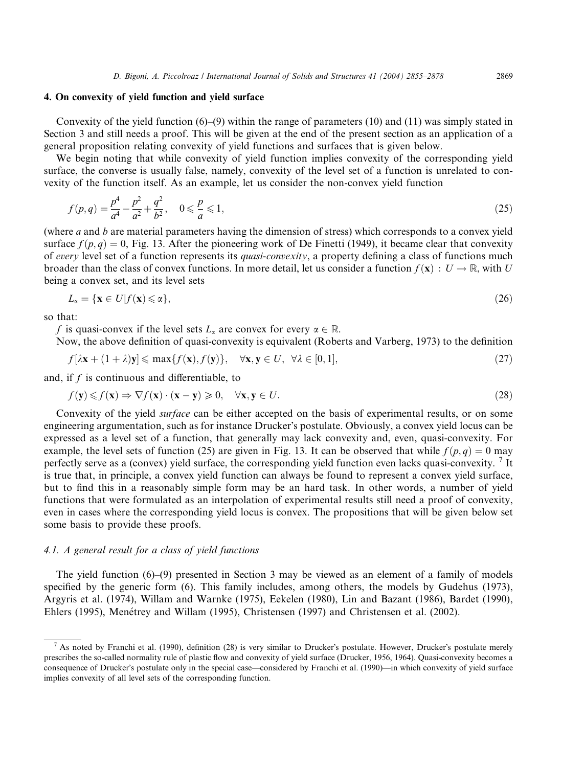## 4. On convexity of yield function and yield surface

Convexity of the yield function (6)–(9) within the range of parameters (10) and (11) was simply stated in Section 3 and still needs a proof. This will be given at the end of the present section as an application of a general proposition relating convexity of yield functions and surfaces that is given below.

We begin noting that while convexity of yield function implies convexity of the corresponding yield surface, the converse is usually false, namely, convexity of the level set of a function is unrelated to convexity of the function itself. As an example, let us consider the non-convex yield function

$$f(p,q) = \frac{p^4}{a^4} - \frac{p^2}{a^2} + \frac{q^2}{b^2}, \quad 0 \leqslant \frac{p}{a} \leqslant 1, \tag{25}$$

(where $a$ and $b$ are material parameters having the dimension of stress) which corresponds to a convex yield surface $f(p,q) = 0$, Fig. 13. After the pioneering work of De Finetti (1949), it became clear that convexity of *every* level set of a function represents its *quasi-convexity*, a property defining a class of functions much broader than the class of convex functions. In more detail, let us consider a function $f(\mathbf{x}) : U \to \mathbb{R}$, with $U$ being a convex set, and its level sets

$$L_\alpha = \{\mathbf{x} \in U | f(\mathbf{x}) \leqslant \alpha\}, \tag{26}$$

so that:

$f$ is quasi-convex if the level sets $L_\alpha$ are convex for every $\alpha \in \mathbb{R}$.

Now, the above definition of quasi-convexity is equivalent (Roberts and Varberg, 1973) to the definition

$$f[\lambda\mathbf{x} + (1+\lambda)\mathbf{y}] \leqslant \max\{f(\mathbf{x}), f(\mathbf{y})\}, \quad \forall \mathbf{x}, \mathbf{y} \in U, \ \forall \lambda \in [0,1], \tag{27}$$

and, if $f$ is continuous and differentiable, to

$$f(\mathbf{y}) \leqslant f(\mathbf{x}) \Rightarrow \nabla f(\mathbf{x}) \cdot (\mathbf{x} - \mathbf{y}) \geqslant 0, \quad \forall \mathbf{x}, \mathbf{y} \in U. \tag{28}$$

Convexity of the yield *surface* can be either accepted on the basis of experimental results, or on some engineering argumentation, such as for instance Drucker's postulate. Obviously, a convex yield locus can be expressed as a level set of a function, that generally may lack convexity and, even, quasi-convexity. For example, the level sets of function (25) are given in Fig. 13. It can be observed that while $f(p,q) = 0$ may perfectly serve as a (convex) yield surface, the corresponding yield function even lacks quasi-convexity. [7] It is true that, in principle, a convex yield function can always be found to represent a convex yield surface, but to find this in a reasonably simple form may be an hard task. In other words, a number of yield functions that were formulated as an interpolation of experimental results still need a proof of convexity, even in cases where the corresponding yield locus is convex. The propositions that will be given below set some basis to provide these proofs.

### 4.1. A general result for a class of yield functions

The yield function (6)–(9) presented in Section 3 may be viewed as an element of a family of models specified by the generic form (6). This family includes, among others, the models by Gudehus (1973), Argyris et al. (1974), Willam and Warnke (1975), Eekelen (1980), Lin and Bazant (1986), Bardet (1990), Ehlers (1995), Menétrey and Willam (1995), Christensen (1997) and Christensen et al. (2002).

[7] As noted by Franchi et al. (1990), definition (28) is very similar to Drucker's postulate. However, Drucker's postulate merely prescribes the so-called normality rule of plastic flow and convexity of yield surface (Drucker, 1956, 1964). Quasi-convexity becomes a consequence of Drucker's postulate only in the special case—considered by Franchi et al. (1990)—in which convexity of yield surface implies convexity of all level sets of the corresponding function.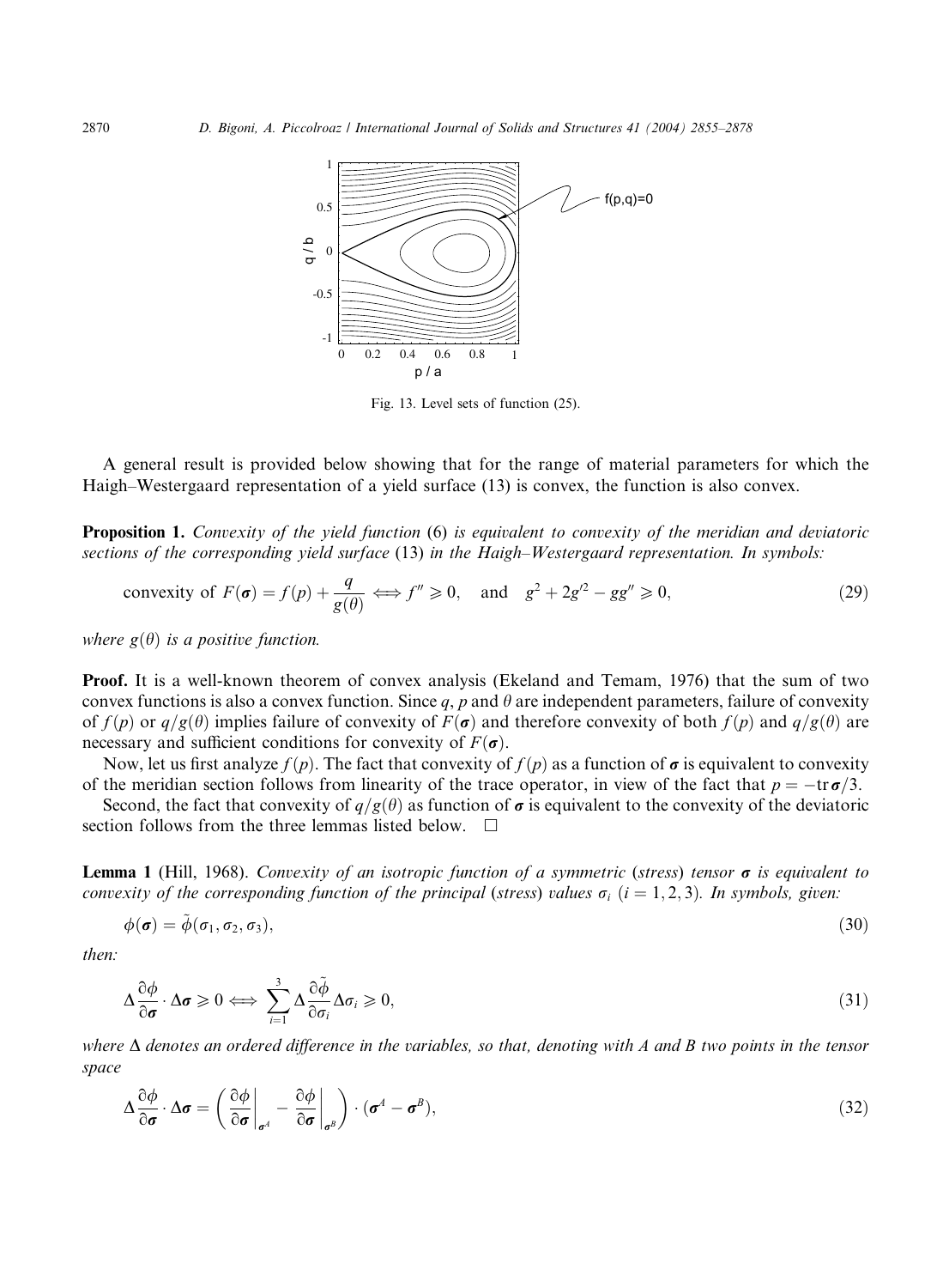1

0.5

q / b 0

-0.5

-1

0 0.2 0.4 0.6 0.8 1

p / a

f(p,q)=0

Fig. 13. Level sets of function (25).

A general result is provided below showing that for the range of material parameters for which the Haigh–Westergaard representation of a yield surface (13) is convex, the function is also convex.

**Proposition 1.** *Convexity of the yield function* (6) *is equivalent to convexity of the meridian and deviatoric sections of the corresponding yield surface* (13) *in the Haigh–Westergaard representation. In symbols:*

$$\text{convexity of } F(\boldsymbol{\sigma}) = f(p) + \frac{q}{g(\theta)} \iff f'' \geqslant 0, \quad \text{and} \quad g^2 + 2g'^2 - gg'' \geqslant 0, \tag{29}$$

*where* $g(\theta)$ *is a positive function.*

**Proof.** It is a well-known theorem of convex analysis (Ekeland and Temam, 1976) that the sum of two convex functions is also a convex function. Since $q$, $p$ and $\theta$ are independent parameters, failure of convexity of $f(p)$ or $q/g(\theta)$ implies failure of convexity of $F(\boldsymbol{\sigma})$ and therefore convexity of both $f(p)$ and $q/g(\theta)$ are necessary and sufficient conditions for convexity of $F(\boldsymbol{\sigma})$.

Now, let us first analyze $f(p)$. The fact that convexity of $f(p)$ as a function of $\boldsymbol{\sigma}$ is equivalent to convexity of the meridian section follows from linearity of the trace operator, in view of the fact that $p = -\mathrm{tr}\,\boldsymbol{\sigma}/3$.

Second, the fact that convexity of $q/g(\theta)$ as function of $\boldsymbol{\sigma}$ is equivalent to the convexity of the deviatoric section follows from the three lemmas listed below. □

**Lemma 1** (Hill, 1968). *Convexity of an isotropic function of a symmetric* (*stress*) *tensor* $\boldsymbol{\sigma}$ *is equivalent to convexity of the corresponding function of the principal* (*stress*) *values* $\sigma_i$ ($i = 1, 2, 3$)*. In symbols, given:*

$$\phi(\boldsymbol{\sigma}) = \tilde{\phi}(\sigma_1, \sigma_2, \sigma_3), \tag{30}$$

*then:*

$$\Delta \frac{\partial \phi}{\partial \boldsymbol{\sigma}} \cdot \Delta \boldsymbol{\sigma} \geqslant 0 \iff \sum_{i=1}^{3} \Delta \frac{\partial \tilde{\phi}}{\partial \sigma_i} \Delta \sigma_i \geqslant 0, \tag{31}$$

*where* $\Delta$ *denotes an ordered difference in the variables, so that, denoting with A and B two points in the tensor space*

$$\Delta \frac{\partial \phi}{\partial \boldsymbol{\sigma}} \cdot \Delta \boldsymbol{\sigma} = \left( \left.\frac{\partial \phi}{\partial \boldsymbol{\sigma}}\right|_{\boldsymbol{\sigma}^A} - \left.\frac{\partial \phi}{\partial \boldsymbol{\sigma}}\right|_{\boldsymbol{\sigma}^B} \right) \cdot (\boldsymbol{\sigma}^A - \boldsymbol{\sigma}^B), \tag{32}$$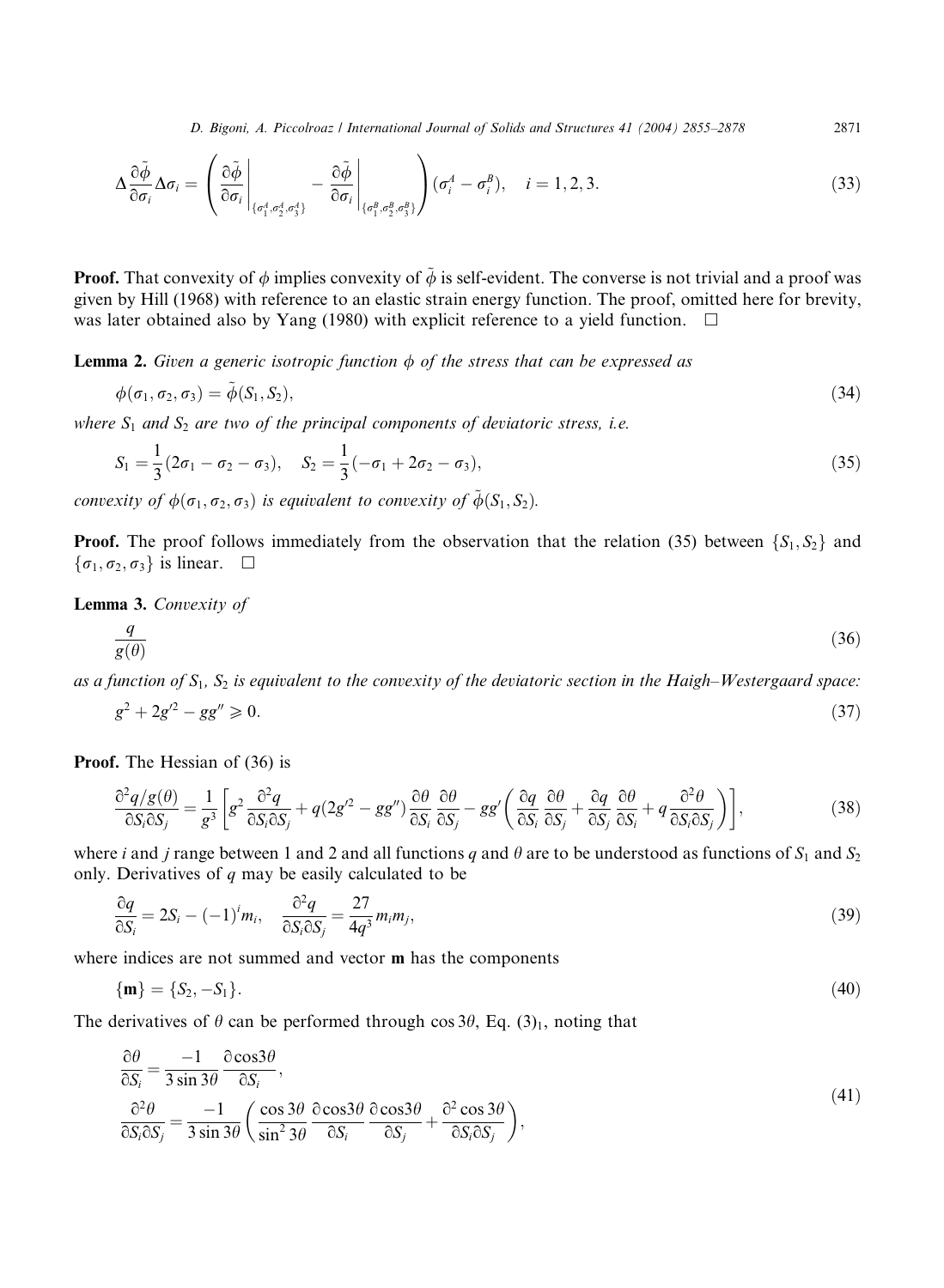$$\Delta \frac{\partial \tilde{\phi}}{\partial \sigma_i} \Delta \sigma_i = \left( \left. \frac{\partial \tilde{\phi}}{\partial \sigma_i} \right|_{\{\sigma_1^A, \sigma_2^A, \sigma_3^A\}} - \left. \frac{\partial \tilde{\phi}}{\partial \sigma_i} \right|_{\{\sigma_1^B, \sigma_2^B, \sigma_3^B\}} \right) (\sigma_i^A - \sigma_i^B), \quad i = 1, 2, 3. \tag{33}$$

**Proof.** That convexity of $\phi$ implies convexity of $\tilde{\phi}$ is self-evident. The converse is not trivial and a proof was given by Hill (1968) with reference to an elastic strain energy function. The proof, omitted here for brevity, was later obtained also by Yang (1980) with explicit reference to a yield function. □

**Lemma 2.** *Given a generic isotropic function $\phi$ of the stress that can be expressed as*

$$\phi(\sigma_1, \sigma_2, \sigma_3) = \tilde{\phi}(S_1, S_2), \tag{34}$$

*where $S_1$ and $S_2$ are two of the principal components of deviatoric stress, i.e.*

$$S_1 = \frac{1}{3}(2\sigma_1 - \sigma_2 - \sigma_3), \quad S_2 = \frac{1}{3}(-\sigma_1 + 2\sigma_2 - \sigma_3), \tag{35}$$

*convexity of $\phi(\sigma_1, \sigma_2, \sigma_3)$ is equivalent to convexity of $\tilde{\phi}(S_1, S_2)$.*

**Proof.** The proof follows immediately from the observation that the relation (35) between $\{S_1, S_2\}$ and $\{\sigma_1, \sigma_2, \sigma_3\}$ is linear. □

**Lemma 3.** *Convexity of*

$$\frac{q}{g(\theta)} \tag{36}$$

*as a function of $S_1$, $S_2$ is equivalent to the convexity of the deviatoric section in the Haigh–Westergaard space:*

$$g^2 + 2g'^2 - gg'' \geqslant 0. \tag{37}$$

**Proof.** The Hessian of (36) is

$$\frac{\partial^2 q/g(\theta)}{\partial S_i \partial S_j} = \frac{1}{g^3}\left[ g^2 \frac{\partial^2 q}{\partial S_i \partial S_j} + q(2g'^2 - gg'')\frac{\partial \theta}{\partial S_i}\frac{\partial \theta}{\partial S_j} - gg'\left( \frac{\partial q}{\partial S_i}\frac{\partial \theta}{\partial S_j} + \frac{\partial q}{\partial S_j}\frac{\partial \theta}{\partial S_i} + q\frac{\partial^2 \theta}{\partial S_i \partial S_j} \right) \right], \tag{38}$$

where $i$ and $j$ range between 1 and 2 and all functions $q$ and $\theta$ are to be understood as functions of $S_1$ and $S_2$ only. Derivatives of $q$ may be easily calculated to be

$$\frac{\partial q}{\partial S_i} = 2S_i - (-1)^i m_i, \quad \frac{\partial^2 q}{\partial S_i \partial S_j} = \frac{27}{4q^3} m_i m_j, \tag{39}$$

where indices are not summed and vector $\mathbf{m}$ has the components

$$\{\mathbf{m}\} = \{S_2, -S_1\}. \tag{40}$$

The derivatives of $\theta$ can be performed through $\cos 3\theta$, Eq. $(3)_1$, noting that

$$\begin{aligned}
\frac{\partial \theta}{\partial S_i} &= \frac{-1}{3\sin 3\theta}\frac{\partial \cos 3\theta}{\partial S_i}, \\
\frac{\partial^2 \theta}{\partial S_i \partial S_j} &= \frac{-1}{3\sin 3\theta}\left( \frac{\cos 3\theta}{\sin^2 3\theta}\frac{\partial \cos 3\theta}{\partial S_i}\frac{\partial \cos 3\theta}{\partial S_j} + \frac{\partial^2 \cos 3\theta}{\partial S_i \partial S_j} \right),
\end{aligned} \tag{41}$$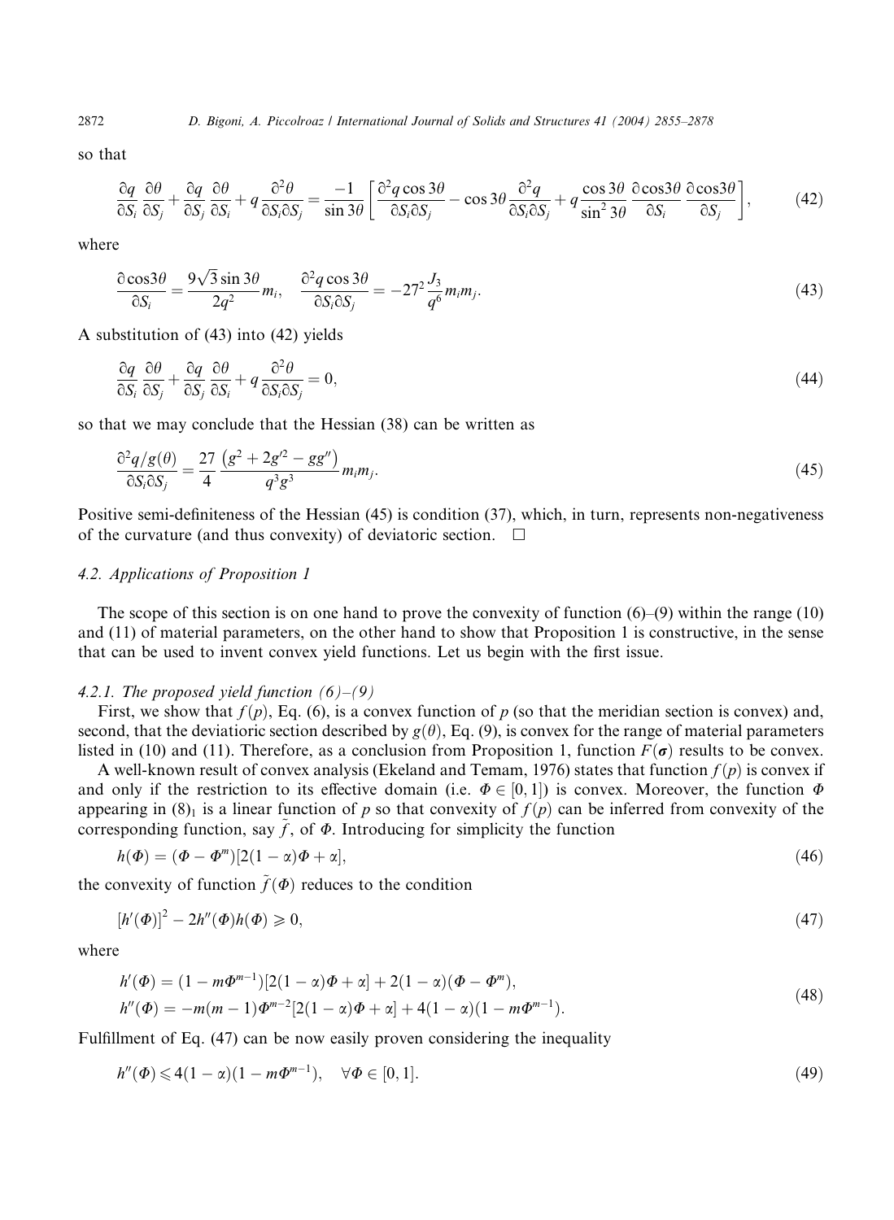so that

$$\frac{\partial q}{\partial S_i}\frac{\partial \theta}{\partial S_j}+\frac{\partial q}{\partial S_j}\frac{\partial \theta}{\partial S_i}+q\frac{\partial^2 \theta}{\partial S_i \partial S_j}=\frac{-1}{\sin 3\theta}\left[\frac{\partial^2 q\cos 3\theta}{\partial S_i \partial S_j}-\cos 3\theta\frac{\partial^2 q}{\partial S_i \partial S_j}+q\frac{\cos 3\theta}{\sin^2 3\theta}\frac{\partial \cos 3\theta}{\partial S_i}\frac{\partial \cos 3\theta}{\partial S_j}\right], \tag{42}$$

where

$$\frac{\partial \cos 3\theta}{\partial S_i}=\frac{9\sqrt{3}\sin 3\theta}{2q^2}m_i, \quad \frac{\partial^2 q\cos 3\theta}{\partial S_i \partial S_j}=-27^2\frac{J_3}{q^6}m_i m_j. \tag{43}$$

A substitution of (43) into (42) yields

$$\frac{\partial q}{\partial S_i}\frac{\partial \theta}{\partial S_j}+\frac{\partial q}{\partial S_j}\frac{\partial \theta}{\partial S_i}+q\frac{\partial^2 \theta}{\partial S_i \partial S_j}=0, \tag{44}$$

so that we may conclude that the Hessian (38) can be written as

$$\frac{\partial^2 q/g(\theta)}{\partial S_i \partial S_j}=\frac{27}{4}\frac{\left(g^2+2g'^2-gg''\right)}{q^3 g^3}m_i m_j. \tag{45}$$

Positive semi-definiteness of the Hessian (45) is condition (37), which, in turn, represents non-negativeness of the curvature (and thus convexity) of deviatoric section. □

### 4.2. Applications of Proposition 1

The scope of this section is on one hand to prove the convexity of function (6)–(9) within the range (10) and (11) of material parameters, on the other hand to show that Proposition 1 is constructive, in the sense that can be used to invent convex yield functions. Let us begin with the first issue.

#### 4.2.1. The proposed yield function (6)–(9)

First, we show that $f(p)$, Eq. (6), is a convex function of $p$ (so that the meridian section is convex) and, second, that the deviatoric section described by $g(\theta)$, Eq. (9), is convex for the range of material parameters listed in (10) and (11). Therefore, as a conclusion from Proposition 1, function $F(\boldsymbol{\sigma})$ results to be convex.

A well-known result of convex analysis (Ekeland and Temam, 1976) states that function $f(p)$ is convex if and only if the restriction to its effective domain (i.e. $\Phi \in [0,1]$) is convex. Moreover, the function $\Phi$ appearing in $(8)_1$ is a linear function of $p$ so that convexity of $f(p)$ can be inferred from convexity of the corresponding function, say $\tilde{f}$, of $\Phi$. Introducing for simplicity the function

$$h(\Phi)=(\Phi-\Phi^m)[2(1-\alpha)\Phi+\alpha], \tag{46}$$

the convexity of function $\tilde{f}(\Phi)$ reduces to the condition

$$[h'(\Phi)]^2-2h''(\Phi)h(\Phi)\geqslant 0, \tag{47}$$

where

$$\begin{aligned} h'(\Phi)&=(1-m\Phi^{m-1})[2(1-\alpha)\Phi+\alpha]+2(1-\alpha)(\Phi-\Phi^m),\\ h''(\Phi)&=-m(m-1)\Phi^{m-2}[2(1-\alpha)\Phi+\alpha]+4(1-\alpha)(1-m\Phi^{m-1}). \end{aligned} \tag{48}$$

Fulfillment of Eq. (47) can be now easily proven considering the inequality

$$h''(\Phi)\leqslant 4(1-\alpha)(1-m\Phi^{m-1}), \quad \forall \Phi \in [0,1]. \tag{49}$$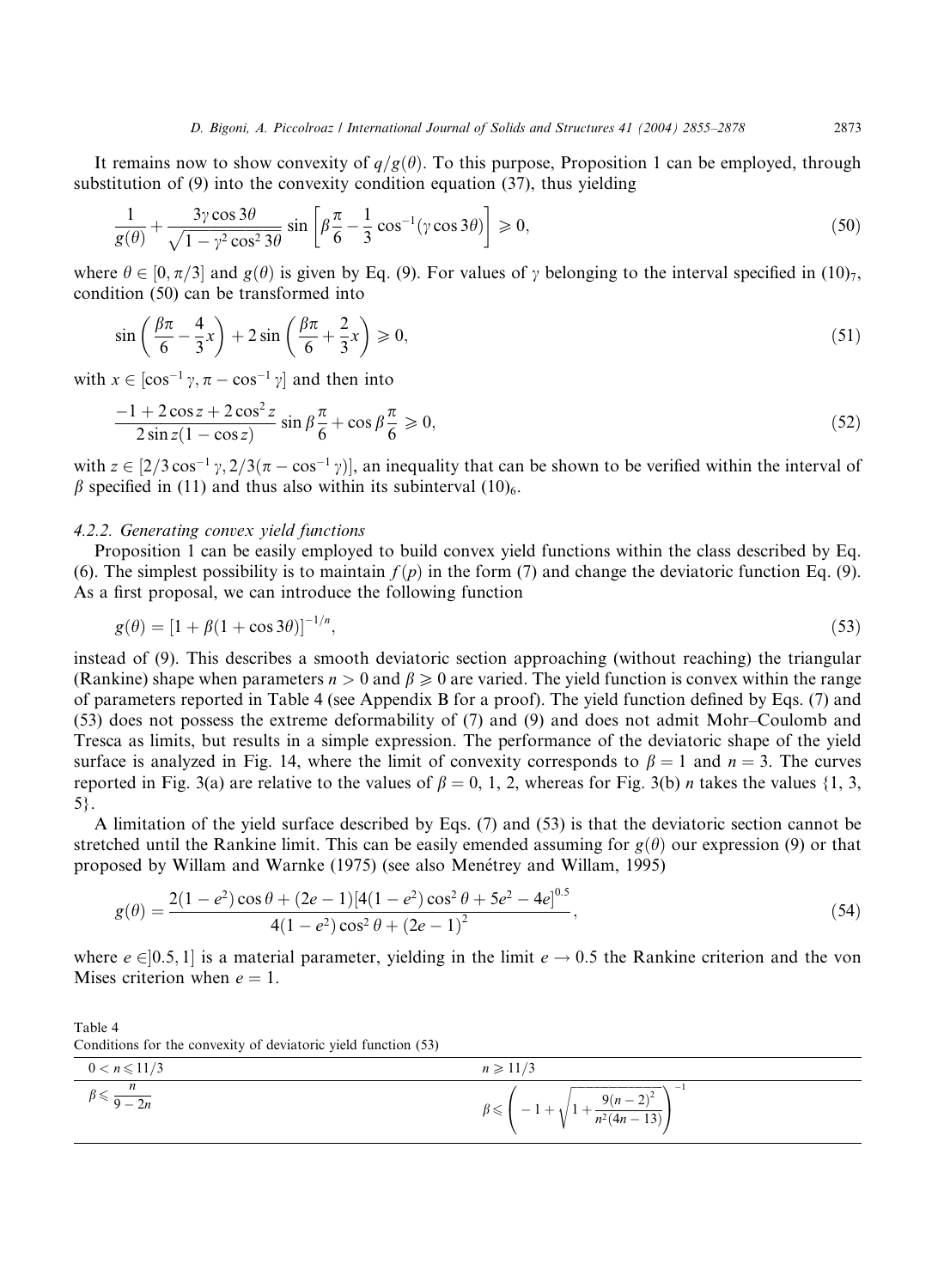It remains now to show convexity of $q/g(\theta)$. To this purpose, Proposition 1 can be employed, through substitution of (9) into the convexity condition equation (37), thus yielding

$$\frac{1}{g(\theta)} + \frac{3\gamma \cos 3\theta}{\sqrt{1-\gamma^2 \cos^2 3\theta}} \sin\left[\beta\frac{\pi}{6} - \frac{1}{3}\cos^{-1}(\gamma \cos 3\theta)\right] \geqslant 0, \tag{50}$$

where $\theta \in [0, \pi/3]$ and $g(\theta)$ is given by Eq. (9). For values of $\gamma$ belonging to the interval specified in $(10)_7$, condition (50) can be transformed into

$$\sin\left(\frac{\beta\pi}{6} - \frac{4}{3}x\right) + 2\sin\left(\frac{\beta\pi}{6} + \frac{2}{3}x\right) \geqslant 0, \tag{51}$$

with $x \in [\cos^{-1}\gamma, \pi - \cos^{-1}\gamma]$ and then into

$$\frac{-1 + 2\cos z + 2\cos^2 z}{2\sin z(1-\cos z)} \sin\beta\frac{\pi}{6} + \cos\beta\frac{\pi}{6} \geqslant 0, \tag{52}$$

with $z \in [2/3\cos^{-1}\gamma, 2/3(\pi - \cos^{-1}\gamma)]$, an inequality that can be shown to be verified within the interval of $\beta$ specified in (11) and thus also within its subinterval $(10)_6$.

#### 4.2.2. Generating convex yield functions

Proposition 1 can be easily employed to build convex yield functions within the class described by Eq. (6). The simplest possibility is to maintain $f(p)$ in the form (7) and change the deviatoric function Eq. (9). As a first proposal, we can introduce the following function

$$g(\theta) = [1 + \beta(1 + \cos 3\theta)]^{-1/n}, \tag{53}$$

instead of (9). This describes a smooth deviatoric section approaching (without reaching) the triangular (Rankine) shape when parameters $n > 0$ and $\beta \geqslant 0$ are varied. The yield function is convex within the range of parameters reported in Table 4 (see Appendix B for a proof). The yield function defined by Eqs. (7) and (53) does not possess the extreme deformability of (7) and (9) and does not admit Mohr–Coulomb and Tresca as limits, but results in a simple expression. The performance of the deviatoric shape of the yield surface is analyzed in Fig. 14, where the limit of convexity corresponds to $\beta = 1$ and $n = 3$. The curves reported in Fig. 3(a) are relative to the values of $\beta = 0$, 1, 2, whereas for Fig. 3(b) $n$ takes the values {1, 3, 5}.

A limitation of the yield surface described by Eqs. (7) and (53) is that the deviatoric section cannot be stretched until the Rankine limit. This can be easily emended assuming for $g(\theta)$ our expression (9) or that proposed by Willam and Warnke (1975) (see also Menétrey and Willam, 1995)

$$g(\theta) = \frac{2(1-e^2)\cos\theta + (2e-1)[4(1-e^2)\cos^2\theta + 5e^2 - 4e]^{0.5}}{4(1-e^2)\cos^2\theta + (2e-1)^2}, \tag{54}$$

where $e \in ]0.5, 1]$ is a material parameter, yielding in the limit $e \to 0.5$ the Rankine criterion and the von Mises criterion when $e = 1$.

Table 4
Conditions for the convexity of deviatoric yield function (53)

| $0 < n \leqslant 11/3$ | $n \geqslant 11/3$ |
|---|---|
| $\beta \leqslant \frac{n}{9-2n}$ | $\beta \leqslant \left(-1 + \sqrt{1 + \frac{9(n-2)^2}{n^2(4n-13)}}\right)^{-1}$ |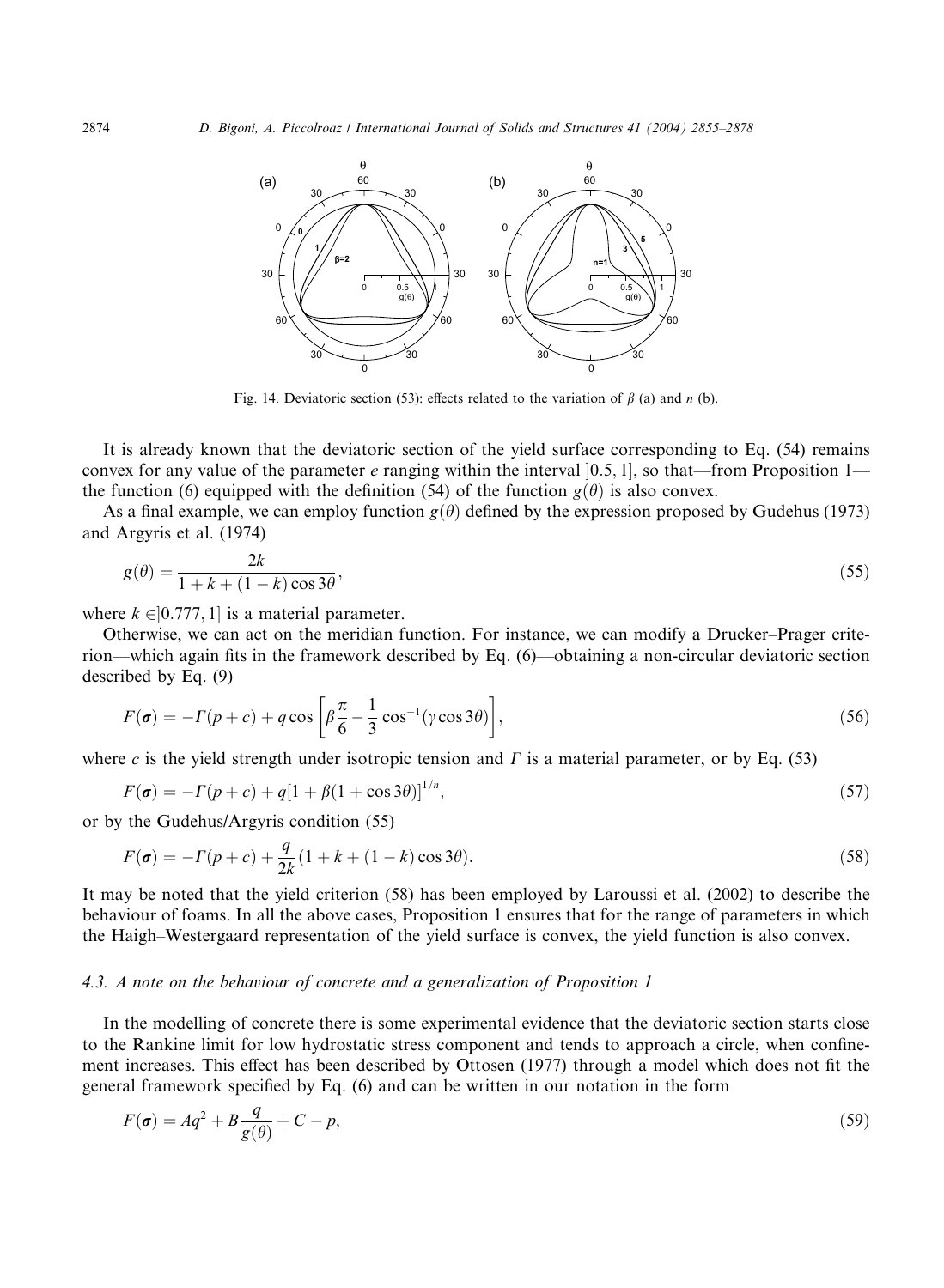(a)

θ

60

30 30

0 0

30 30

60 60

30 30

0

0

1

β=2

0 0.5 1

g(θ)

(b)

θ

60

30 30

0 0

30 30

60 60

30 30

0

5

3

n=1

0 0.5 1

g(θ)

Fig. 14. Deviatoric section (53): effects related to the variation of $\beta$ (a) and $n$ (b).

It is already known that the deviatoric section of the yield surface corresponding to Eq. (54) remains convex for any value of the parameter $e$ ranging within the interval $]0.5, 1]$, so that—from Proposition 1—the function (6) equipped with the definition (54) of the function $g(\theta)$ is also convex.

As a final example, we can employ function $g(\theta)$ defined by the expression proposed by Gudehus (1973) and Argyris et al. (1974)

$$g(\theta) = \frac{2k}{1 + k + (1 - k)\cos 3\theta}, \tag{55}$$

where $k \in ]0.777, 1]$ is a material parameter.

Otherwise, we can act on the meridian function. For instance, we can modify a Drucker–Prager criterion—which again fits in the framework described by Eq. (6)—obtaining a non-circular deviatoric section described by Eq. (9)

$$F(\boldsymbol{\sigma}) = -\Gamma(p + c) + q\cos\left[\beta\frac{\pi}{6} - \frac{1}{3}\cos^{-1}(\gamma\cos 3\theta)\right], \tag{56}$$

where $c$ is the yield strength under isotropic tension and $\Gamma$ is a material parameter, or by Eq. (53)

$$F(\boldsymbol{\sigma}) = -\Gamma(p + c) + q[1 + \beta(1 + \cos 3\theta)]^{1/n}, \tag{57}$$

or by the Gudehus/Argyris condition (55)

$$F(\boldsymbol{\sigma}) = -\Gamma(p + c) + \frac{q}{2k}(1 + k + (1 - k)\cos 3\theta). \tag{58}$$

It may be noted that the yield criterion (58) has been employed by Laroussi et al. (2002) to describe the behaviour of foams. In all the above cases, Proposition 1 ensures that for the range of parameters in which the Haigh–Westergaard representation of the yield surface is convex, the yield function is also convex.

### 4.3. A note on the behaviour of concrete and a generalization of Proposition 1

In the modelling of concrete there is some experimental evidence that the deviatoric section starts close to the Rankine limit for low hydrostatic stress component and tends to approach a circle, when confinement increases. This effect has been described by Ottosen (1977) through a model which does not fit the general framework specified by Eq. (6) and can be written in our notation in the form

$$F(\boldsymbol{\sigma}) = Aq^2 + B\frac{q}{g(\theta)} + C - p, \tag{59}$$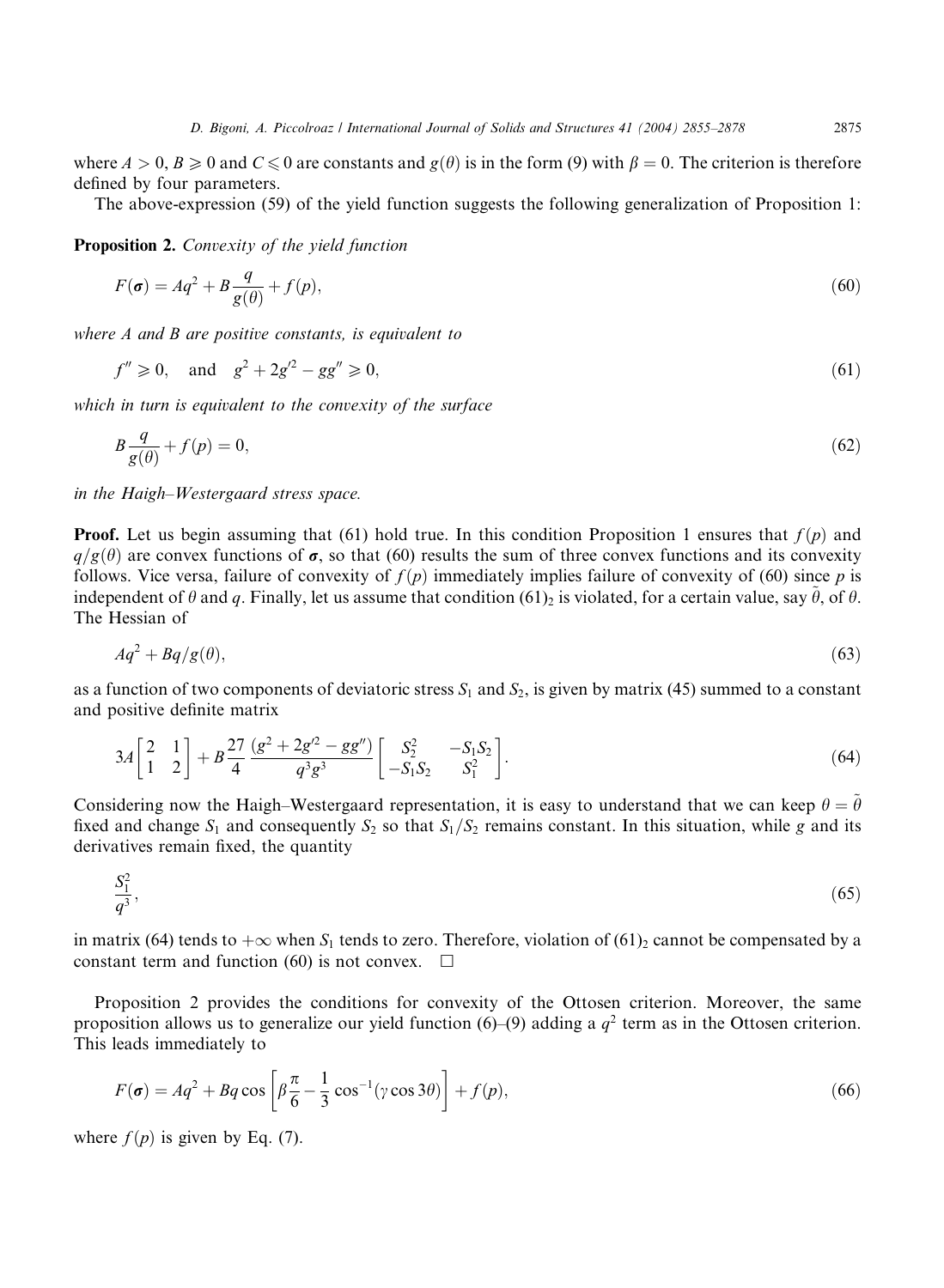where $A > 0$, $B \geqslant 0$ and $C \leqslant 0$ are constants and $g(\theta)$ is in the form (9) with $\beta = 0$. The criterion is therefore defined by four parameters.

The above-expression (59) of the yield function suggests the following generalization of Proposition 1:

**Proposition 2.** *Convexity of the yield function*

$$F(\boldsymbol{\sigma}) = Aq^2 + B\frac{q}{g(\theta)} + f(p), \tag{60}$$

*where A and B are positive constants, is equivalent to*

$$f'' \geqslant 0, \quad \text{and} \quad g^2 + 2g'^2 - gg'' \geqslant 0, \tag{61}$$

*which in turn is equivalent to the convexity of the surface*

$$B\frac{q}{g(\theta)} + f(p) = 0, \tag{62}$$

*in the Haigh–Westergaard stress space.*

**Proof.** Let us begin assuming that (61) hold true. In this condition Proposition 1 ensures that $f(p)$ and $q/g(\theta)$ are convex functions of $\boldsymbol{\sigma}$, so that (60) results the sum of three convex functions and its convexity follows. Vice versa, failure of convexity of $f(p)$ immediately implies failure of convexity of (60) since $p$ is independent of $\theta$ and $q$. Finally, let us assume that condition $(61)_2$ is violated, for a certain value, say $\tilde{\theta}$, of $\theta$. The Hessian of

$$Aq^2 + Bq/g(\theta), \tag{63}$$

as a function of two components of deviatoric stress $S_1$ and $S_2$, is given by matrix (45) summed to a constant and positive definite matrix

$$3A\begin{bmatrix} 2 & 1 \\ 1 & 2 \end{bmatrix} + B\frac{27}{4}\frac{(g^2 + 2g'^2 - gg'')}{q^3 g^3}\begin{bmatrix} S_2^2 & -S_1 S_2 \\ -S_1 S_2 & S_1^2 \end{bmatrix}. \tag{64}$$

Considering now the Haigh–Westergaard representation, it is easy to understand that we can keep $\theta = \tilde{\theta}$ fixed and change $S_1$ and consequently $S_2$ so that $S_1/S_2$ remains constant. In this situation, while $g$ and its derivatives remain fixed, the quantity

$$\frac{S_1^2}{q^3}, \tag{65}$$

in matrix (64) tends to $+\infty$ when $S_1$ tends to zero. Therefore, violation of $(61)_2$ cannot be compensated by a constant term and function (60) is not convex. $\square$

Proposition 2 provides the conditions for convexity of the Ottosen criterion. Moreover, the same proposition allows us to generalize our yield function (6)–(9) adding a $q^2$ term as in the Ottosen criterion. This leads immediately to

$$F(\boldsymbol{\sigma}) = Aq^2 + Bq\cos\left[\beta\frac{\pi}{6} - \frac{1}{3}\cos^{-1}(\gamma\cos 3\theta)\right] + f(p), \tag{66}$$

where $f(p)$ is given by Eq. (7).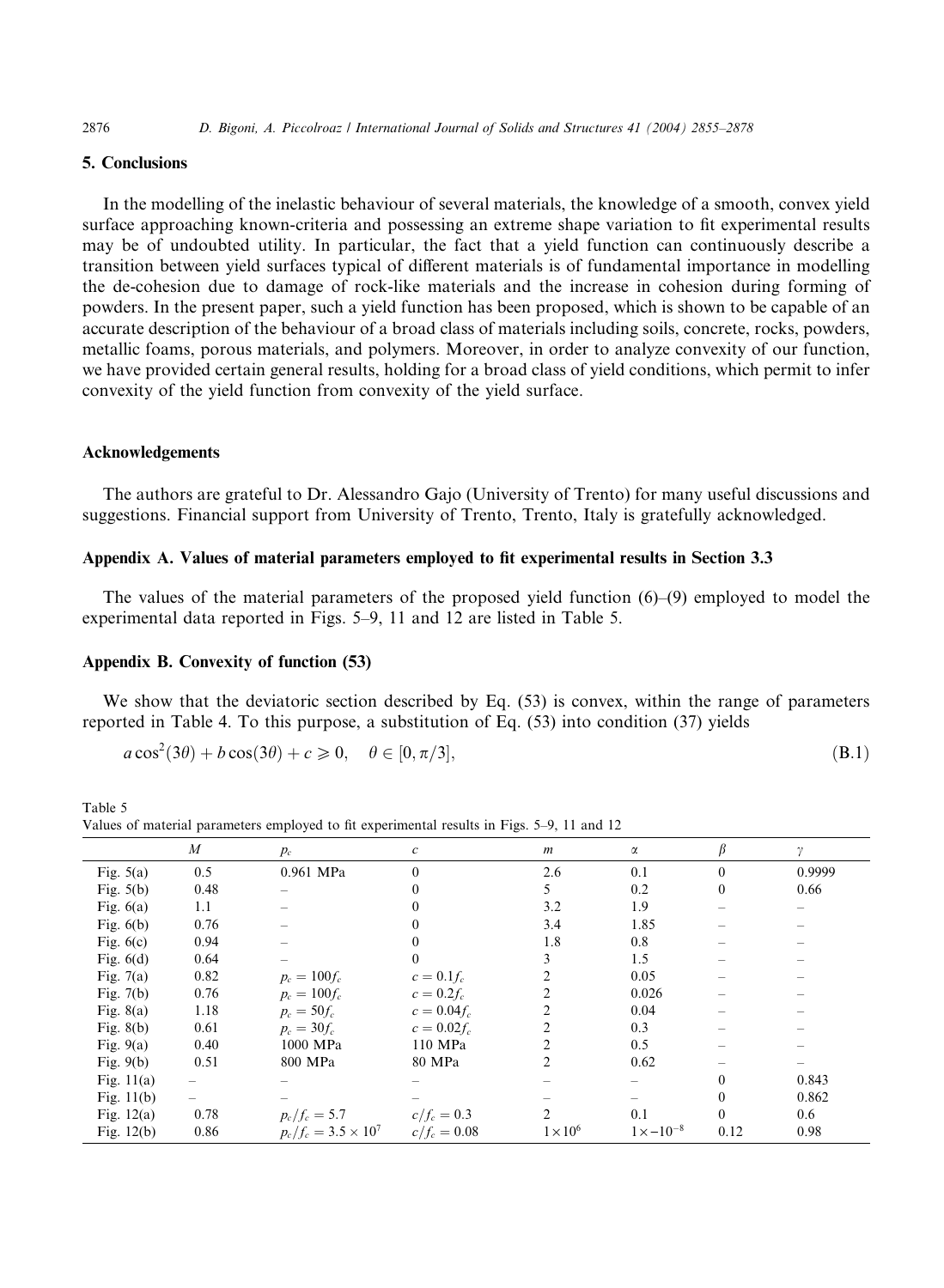## 5. Conclusions

In the modelling of the inelastic behaviour of several materials, the knowledge of a smooth, convex yield surface approaching known-criteria and possessing an extreme shape variation to fit experimental results may be of undoubted utility. In particular, the fact that a yield function can continuously describe a transition between yield surfaces typical of different materials is of fundamental importance in modelling the de-cohesion due to damage of rock-like materials and the increase in cohesion during forming of powders. In the present paper, such a yield function has been proposed, which is shown to be capable of an accurate description of the behaviour of a broad class of materials including soils, concrete, rocks, powders, metallic foams, porous materials, and polymers. Moreover, in order to analyze convexity of our function, we have provided certain general results, holding for a broad class of yield conditions, which permit to infer convexity of the yield function from convexity of the yield surface.

## Acknowledgements

The authors are grateful to Dr. Alessandro Gajo (University of Trento) for many useful discussions and suggestions. Financial support from University of Trento, Trento, Italy is gratefully acknowledged.

## Appendix A. Values of material parameters employed to fit experimental results in Section 3.3

The values of the material parameters of the proposed yield function (6)–(9) employed to model the experimental data reported in Figs. 5–9, 11 and 12 are listed in Table 5.

## Appendix B. Convexity of function (53)

We show that the deviatoric section described by Eq. (53) is convex, within the range of parameters reported in Table 4. To this purpose, a substitution of Eq. (53) into condition (37) yields

$$a\cos^2(3\theta) + b\cos(3\theta) + c \geqslant 0, \quad \theta \in [0, \pi/3], \tag{B.1}$$

Table 5
Values of material parameters employed to fit experimental results in Figs. 5–9, 11 and 12

| | $M$ | $p_c$ | $c$ | $m$ | $\alpha$ | $\beta$ | $\gamma$ |
|---|---|---|---|---|---|---|---|
| Fig. 5(a) | 0.5 | 0.961 MPa | 0 | 2.6 | 0.1 | 0 | 0.9999 |
| Fig. 5(b) | 0.48 | – | 0 | 5 | 0.2 | 0 | 0.66 |
| Fig. 6(a) | 1.1 | – | 0 | 3.2 | 1.9 | – | – |
| Fig. 6(b) | 0.76 | – | 0 | 3.4 | 1.85 | – | – |
| Fig. 6(c) | 0.94 | – | 0 | 1.8 | 0.8 | – | – |
| Fig. 6(d) | 0.64 | – | 0 | 3 | 1.5 | – | – |
| Fig. 7(a) | 0.82 | $p_c = 100f_c$ | $c = 0.1f_c$ | 2 | 0.05 | – | – |
| Fig. 7(b) | 0.76 | $p_c = 100f_c$ | $c = 0.2f_c$ | 2 | 0.026 | – | – |
| Fig. 8(a) | 1.18 | $p_c = 50f_c$ | $c = 0.04f_c$ | 2 | 0.04 | – | – |
| Fig. 8(b) | 0.61 | $p_c = 30f_c$ | $c = 0.02f_c$ | 2 | 0.3 | – | – |
| Fig. 9(a) | 0.40 | 1000 MPa | 110 MPa | 2 | 0.5 | – | – |
| Fig. 9(b) | 0.51 | 800 MPa | 80 MPa | 2 | 0.62 | – | – |
| Fig. 11(a) | – | – | – | – | – | 0 | 0.843 |
| Fig. 11(b) | – | – | – | – | – | 0 | 0.862 |
| Fig. 12(a) | 0.78 | $p_c/f_c = 5.7$ | $c/f_c = 0.3$ | 2 | 0.1 | 0 | 0.6 |
| Fig. 12(b) | 0.86 | $p_c/f_c = 3.5 \times 10^7$ | $c/f_c = 0.08$ | $1 \times 10^6$ | $1 \times -10^{-8}$ | 0.12 | 0.98 |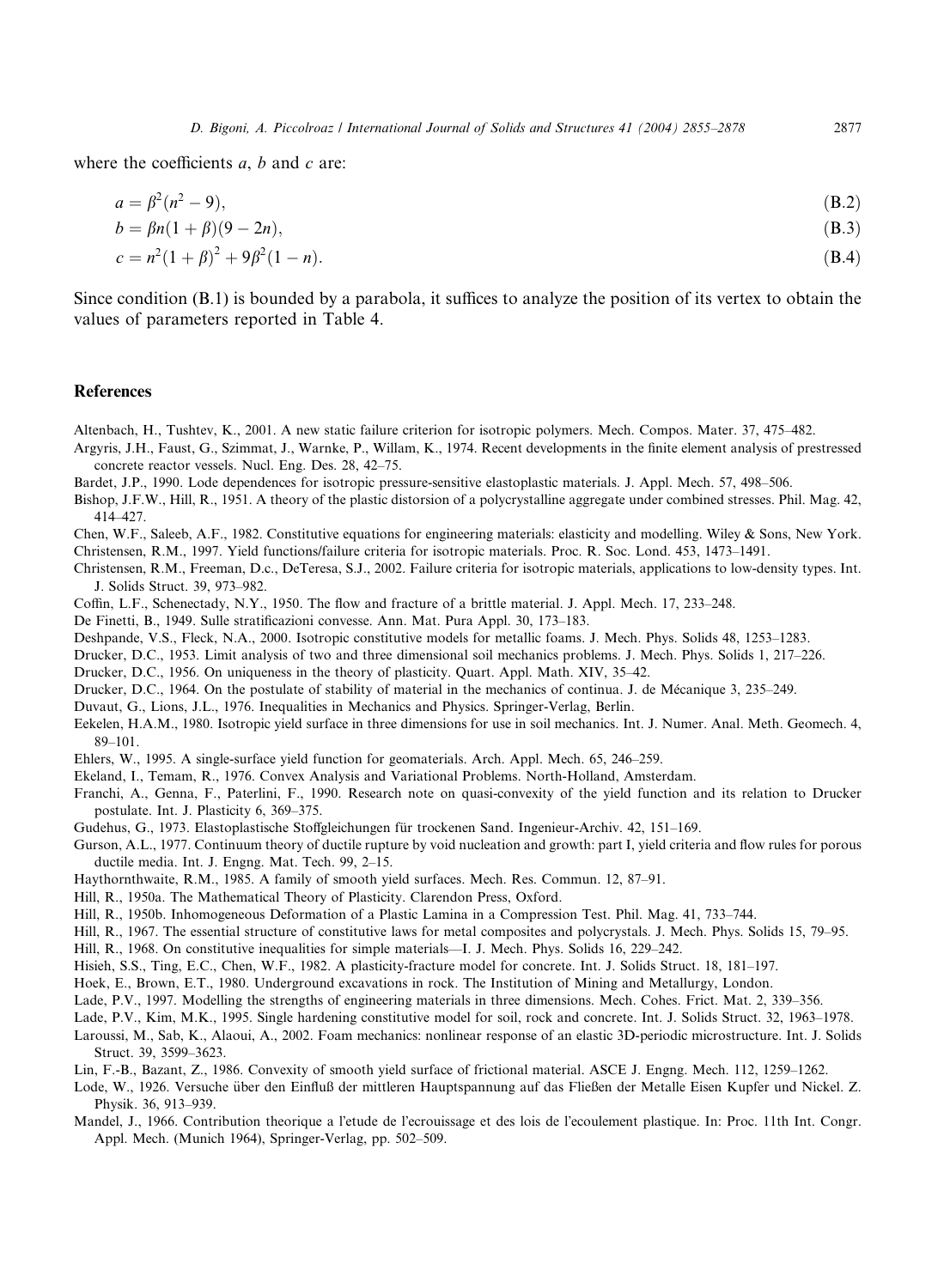where the coefficients $a$, $b$ and $c$ are:

$$a = \beta^2(n^2 - 9), \tag{B.2}$$

$$b = \beta n(1 + \beta)(9 - 2n), \tag{B.3}$$

$$c = n^2(1 + \beta)^2 + 9\beta^2(1 - n). \tag{B.4}$$

Since condition (B.1) is bounded by a parabola, it suffices to analyze the position of its vertex to obtain the values of parameters reported in Table 4.

## References

Altenbach, H., Tushtev, K., 2001. A new static failure criterion for isotropic polymers. Mech. Compos. Mater. 37, 475–482.

Argyris, J.H., Faust, G., Szimmat, J., Warnke, P., Willam, K., 1974. Recent developments in the finite element analysis of prestressed concrete reactor vessels. Nucl. Eng. Des. 28, 42–75.

Bardet, J.P., 1990. Lode dependences for isotropic pressure-sensitive elastoplastic materials. J. Appl. Mech. 57, 498–506.

Bishop, J.F.W., Hill, R., 1951. A theory of the plastic distorsion of a polycrystalline aggregate under combined stresses. Phil. Mag. 42, 414–427.

Chen, W.F., Saleeb, A.F., 1982. Constitutive equations for engineering materials: elasticity and modelling. Wiley & Sons, New York.

Christensen, R.M., 1997. Yield functions/failure criteria for isotropic materials. Proc. R. Soc. Lond. 453, 1473–1491.

Christensen, R.M., Freeman, D.c., DeTeresa, S.J., 2002. Failure criteria for isotropic materials, applications to low-density types. Int. J. Solids Struct. 39, 973–982.

Coffin, L.F., Schenectady, N.Y., 1950. The flow and fracture of a brittle material. J. Appl. Mech. 17, 233–248.

De Finetti, B., 1949. Sulle stratificazioni convesse. Ann. Mat. Pura Appl. 30, 173–183.

Deshpande, V.S., Fleck, N.A., 2000. Isotropic constitutive models for metallic foams. J. Mech. Phys. Solids 48, 1253–1283.

Drucker, D.C., 1953. Limit analysis of two and three dimensional soil mechanics problems. J. Mech. Phys. Solids 1, 217–226.

Drucker, D.C., 1956. On uniqueness in the theory of plasticity. Quart. Appl. Math. XIV, 35–42.

Drucker, D.C., 1964. On the postulate of stability of material in the mechanics of continua. J. de Mécanique 3, 235–249.

Duvaut, G., Lions, J.L., 1976. Inequalities in Mechanics and Physics. Springer-Verlag, Berlin.

Eekelen, H.A.M., 1980. Isotropic yield surface in three dimensions for use in soil mechanics. Int. J. Numer. Anal. Meth. Geomech. 4, 89–101.

Ehlers, W., 1995. A single-surface yield function for geomaterials. Arch. Appl. Mech. 65, 246–259.

Ekeland, I., Temam, R., 1976. Convex Analysis and Variational Problems. North-Holland, Amsterdam.

Franchi, A., Genna, F., Paterlini, F., 1990. Research note on quasi-convexity of the yield function and its relation to Drucker postulate. Int. J. Plasticity 6, 369–375.

Gudehus, G., 1973. Elastoplastische Stoffgleichungen für trockenen Sand. Ingenieur-Archiv. 42, 151–169.

Gurson, A.L., 1977. Continuum theory of ductile rupture by void nucleation and growth: part I, yield criteria and flow rules for porous ductile media. Int. J. Engng. Mat. Tech. 99, 2–15.

Haythornthwaite, R.M., 1985. A family of smooth yield surfaces. Mech. Res. Commun. 12, 87–91.

Hill, R., 1950a. The Mathematical Theory of Plasticity. Clarendon Press, Oxford.

Hill, R., 1950b. Inhomogeneous Deformation of a Plastic Lamina in a Compression Test. Phil. Mag. 41, 733–744.

Hill, R., 1967. The essential structure of constitutive laws for metal composites and polycrystals. J. Mech. Phys. Solids 15, 79–95.

Hill, R., 1968. On constitutive inequalities for simple materials—I. J. Mech. Phys. Solids 16, 229–242.

Hisieh, S.S., Ting, E.C., Chen, W.F., 1982. A plasticity-fracture model for concrete. Int. J. Solids Struct. 18, 181–197.

Hoek, E., Brown, E.T., 1980. Underground excavations in rock. The Institution of Mining and Metallurgy, London.

Lade, P.V., 1997. Modelling the strengths of engineering materials in three dimensions. Mech. Cohes. Frict. Mat. 2, 339–356.

Lade, P.V., Kim, M.K., 1995. Single hardening constitutive model for soil, rock and concrete. Int. J. Solids Struct. 32, 1963–1978.

Laroussi, M., Sab, K., Alaoui, A., 2002. Foam mechanics: nonlinear response of an elastic 3D-periodic microstructure. Int. J. Solids Struct. 39, 3599–3623.

Lin, F.-B., Bazant, Z., 1986. Convexity of smooth yield surface of frictional material. ASCE J. Engng. Mech. 112, 1259–1262.

Lode, W., 1926. Versuche über den Einfluß der mittleren Hauptspannung auf das Fließen der Metalle Eisen Kupfer und Nickel. Z. Physik. 36, 913–939.

Mandel, J., 1966. Contribution theorique a l'etude de l'ecrouissage et des lois de l'ecoulement plastique. In: Proc. 11th Int. Congr. Appl. Mech. (Munich 1964), Springer-Verlag, pp. 502–509.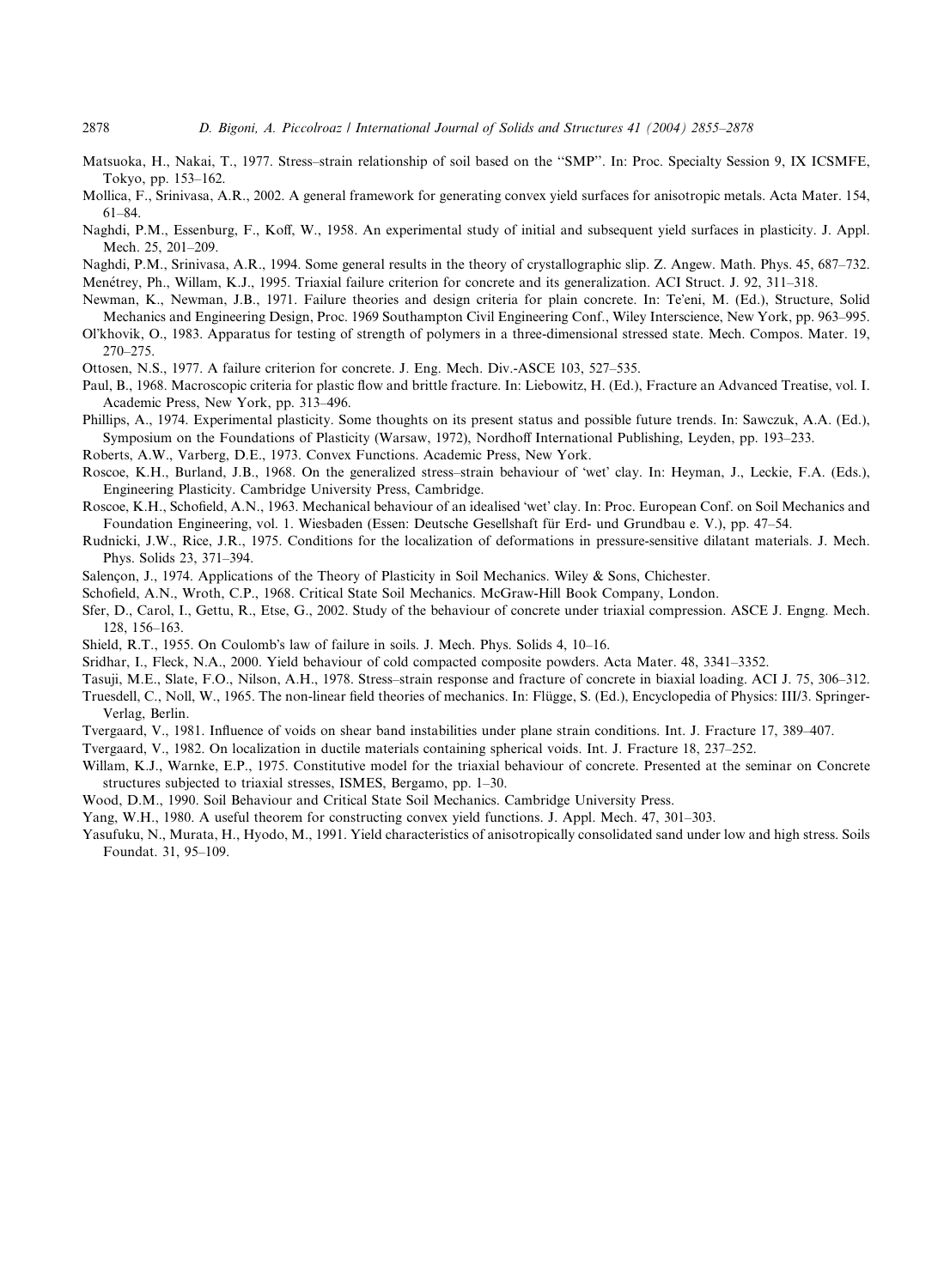Matsuoka, H., Nakai, T., 1977. Stress–strain relationship of soil based on the ''SMP''. In: Proc. Specialty Session 9, IX ICSMFE, Tokyo, pp. 153–162.

Mollica, F., Srinivasa, A.R., 2002. A general framework for generating convex yield surfaces for anisotropic metals. Acta Mater. 154, 61–84.

Naghdi, P.M., Essenburg, F., Koff, W., 1958. An experimental study of initial and subsequent yield surfaces in plasticity. J. Appl. Mech. 25, 201–209.

Naghdi, P.M., Srinivasa, A.R., 1994. Some general results in the theory of crystallographic slip. Z. Angew. Math. Phys. 45, 687–732.

Menétrey, Ph., Willam, K.J., 1995. Triaxial failure criterion for concrete and its generalization. ACI Struct. J. 92, 311–318.

Newman, K., Newman, J.B., 1971. Failure theories and design criteria for plain concrete. In: Te'eni, M. (Ed.), Structure, Solid Mechanics and Engineering Design, Proc. 1969 Southampton Civil Engineering Conf., Wiley Interscience, New York, pp. 963–995.

Ol'khovik, O., 1983. Apparatus for testing of strength of polymers in a three-dimensional stressed state. Mech. Compos. Mater. 19, 270–275.

Ottosen, N.S., 1977. A failure criterion for concrete. J. Eng. Mech. Div.-ASCE 103, 527–535.

Paul, B., 1968. Macroscopic criteria for plastic flow and brittle fracture. In: Liebowitz, H. (Ed.), Fracture an Advanced Treatise, vol. I. Academic Press, New York, pp. 313–496.

Phillips, A., 1974. Experimental plasticity. Some thoughts on its present status and possible future trends. In: Sawczuk, A.A. (Ed.), Symposium on the Foundations of Plasticity (Warsaw, 1972), Nordhoff International Publishing, Leyden, pp. 193–233.

Roberts, A.W., Varberg, D.E., 1973. Convex Functions. Academic Press, New York.

Roscoe, K.H., Burland, J.B., 1968. On the generalized stress–strain behaviour of 'wet' clay. In: Heyman, J., Leckie, F.A. (Eds.), Engineering Plasticity. Cambridge University Press, Cambridge.

Roscoe, K.H., Schofield, A.N., 1963. Mechanical behaviour of an idealised 'wet' clay. In: Proc. European Conf. on Soil Mechanics and Foundation Engineering, vol. 1. Wiesbaden (Essen: Deutsche Gesellshaft für Erd- und Grundbau e. V.), pp. 47–54.

Rudnicki, J.W., Rice, J.R., 1975. Conditions for the localization of deformations in pressure-sensitive dilatant materials. J. Mech. Phys. Solids 23, 371–394.

Salençon, J., 1974. Applications of the Theory of Plasticity in Soil Mechanics. Wiley & Sons, Chichester.

Schofield, A.N., Wroth, C.P., 1968. Critical State Soil Mechanics. McGraw-Hill Book Company, London.

Sfer, D., Carol, I., Gettu, R., Etse, G., 2002. Study of the behaviour of concrete under triaxial compression. ASCE J. Engng. Mech. 128, 156–163.

Shield, R.T., 1955. On Coulomb's law of failure in soils. J. Mech. Phys. Solids 4, 10–16.

Sridhar, I., Fleck, N.A., 2000. Yield behaviour of cold compacted composite powders. Acta Mater. 48, 3341–3352.

Tasuji, M.E., Slate, F.O., Nilson, A.H., 1978. Stress–strain response and fracture of concrete in biaxial loading. ACI J. 75, 306–312.

Truesdell, C., Noll, W., 1965. The non-linear field theories of mechanics. In: Flügge, S. (Ed.), Encyclopedia of Physics: III/3. Springer-Verlag, Berlin.

Tvergaard, V., 1981. Influence of voids on shear band instabilities under plane strain conditions. Int. J. Fracture 17, 389–407.

Tvergaard, V., 1982. On localization in ductile materials containing spherical voids. Int. J. Fracture 18, 237–252.

Willam, K.J., Warnke, E.P., 1975. Constitutive model for the triaxial behaviour of concrete. Presented at the seminar on Concrete structures subjected to triaxial stresses, ISMES, Bergamo, pp. 1–30.

Wood, D.M., 1990. Soil Behaviour and Critical State Soil Mechanics. Cambridge University Press.

Yang, W.H., 1980. A useful theorem for constructing convex yield functions. J. Appl. Mech. 47, 301–303.

Yasufuku, N., Murata, H., Hyodo, M., 1991. Yield characteristics of anisotropically consolidated sand under low and high stress. Soils Foundat. 31, 95–109.